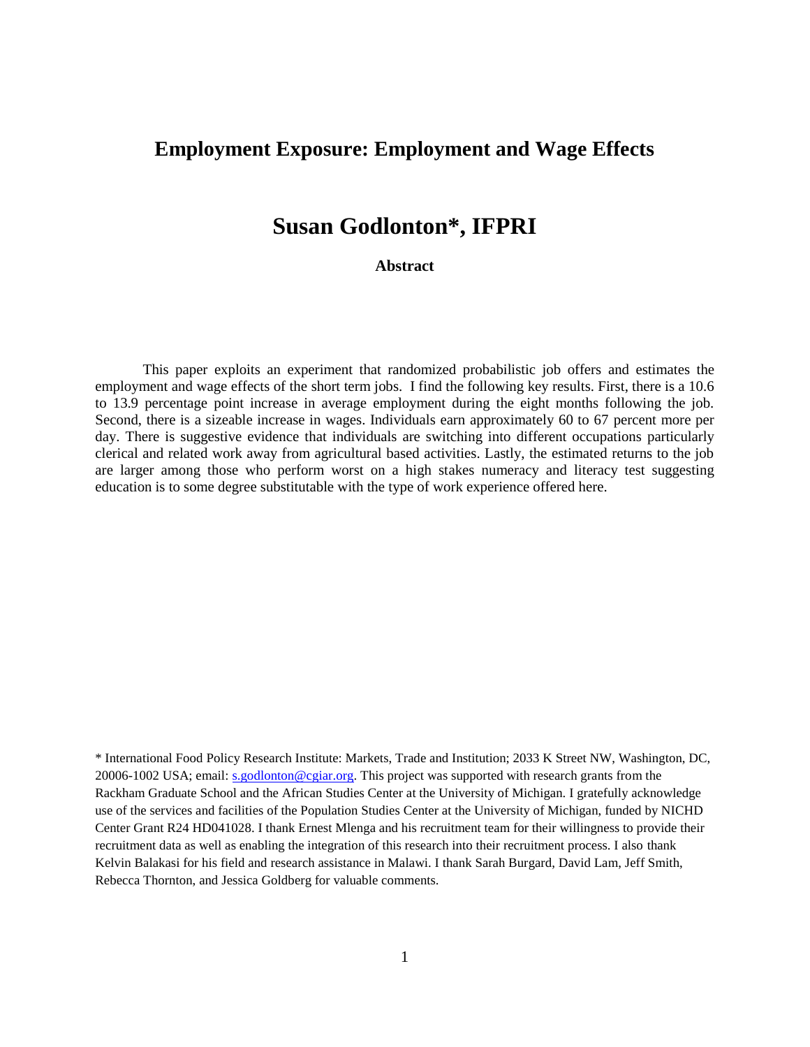# Employment Exposure: Employment and Wage Effects

## Susan Godlonton*, IFPRI

### Abstract

This paper exploits an experiment that randomized probabilistic job offers and estimates the employment and wage effects of the short term jobs. I find the following key results. First, there is a 10.6 to 13.9 percentage point increase in average employment during the eight months following the job. Second, there is a sizeable increase in wages. Individuals earn approximately 60 to 67 percent more per day. There is suggestive evidence that individuals are switching into different occupations particularly clerical and related work away from agricultural based activities. Lastly, the estimated returns to the job are larger among those who perform worst on a high stakes numeracy and literacy test suggesting education is to some degree substitutable with the type of work experience offered here.

\* International Food Policy Research Institute: Markets, Trade and Institution; 2033 K Street NW, Washington, DC, 20006-1002 USA; email: s.godlonton@cgiar.org. This project was supported with research grants from the Rackham Graduate School and the African Studies Center at the University of Michigan. I gratefully acknowledge use of the services and facilities of the Population Studies Center at the University of Michigan, funded by NICHD Center Grant R24 HD041028. I thank Ernest Mlenga and his recruitment team for their willingness to provide their recruitment data as well as enabling the integration of this research into their recruitment process. I also thank Kelvin Balakasi for his field and research assistance in Malawi. I thank Sarah Burgard, David Lam, Jeff Smith, Rebecca Thornton, and Jessica Goldberg for valuable comments.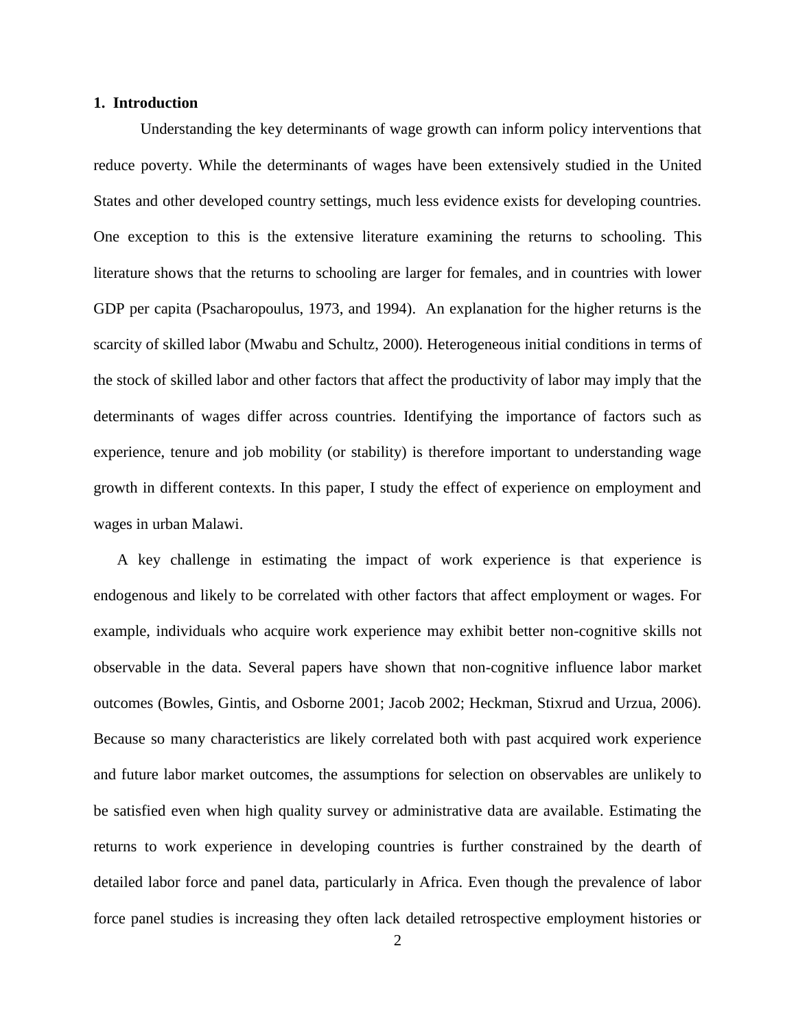## 1. Introduction

Understanding the key determinants of wage growth can inform policy interventions that reduce poverty. While the determinants of wages have been extensively studied in the United States and other developed country settings, much less evidence exists for developing countries. One exception to this is the extensive literature examining the returns to schooling. This literature shows that the returns to schooling are larger for females, and in countries with lower GDP per capita (Psacharopoulus, 1973, and 1994). An explanation for the higher returns is the scarcity of skilled labor (Mwabu and Schultz, 2000). Heterogeneous initial conditions in terms of the stock of skilled labor and other factors that affect the productivity of labor may imply that the determinants of wages differ across countries. Identifying the importance of factors such as experience, tenure and job mobility (or stability) is therefore important to understanding wage growth in different contexts. In this paper, I study the effect of experience on employment and wages in urban Malawi.

A key challenge in estimating the impact of work experience is that experience is endogenous and likely to be correlated with other factors that affect employment or wages. For example, individuals who acquire work experience may exhibit better non-cognitive skills not observable in the data. Several papers have shown that non-cognitive influence labor market outcomes (Bowles, Gintis, and Osborne 2001; Jacob 2002; Heckman, Stixrud and Urzua, 2006). Because so many characteristics are likely correlated both with past acquired work experience and future labor market outcomes, the assumptions for selection on observables are unlikely to be satisfied even when high quality survey or administrative data are available. Estimating the returns to work experience in developing countries is further constrained by the dearth of detailed labor force and panel data, particularly in Africa. Even though the prevalence of labor force panel studies is increasing they often lack detailed retrospective employment histories or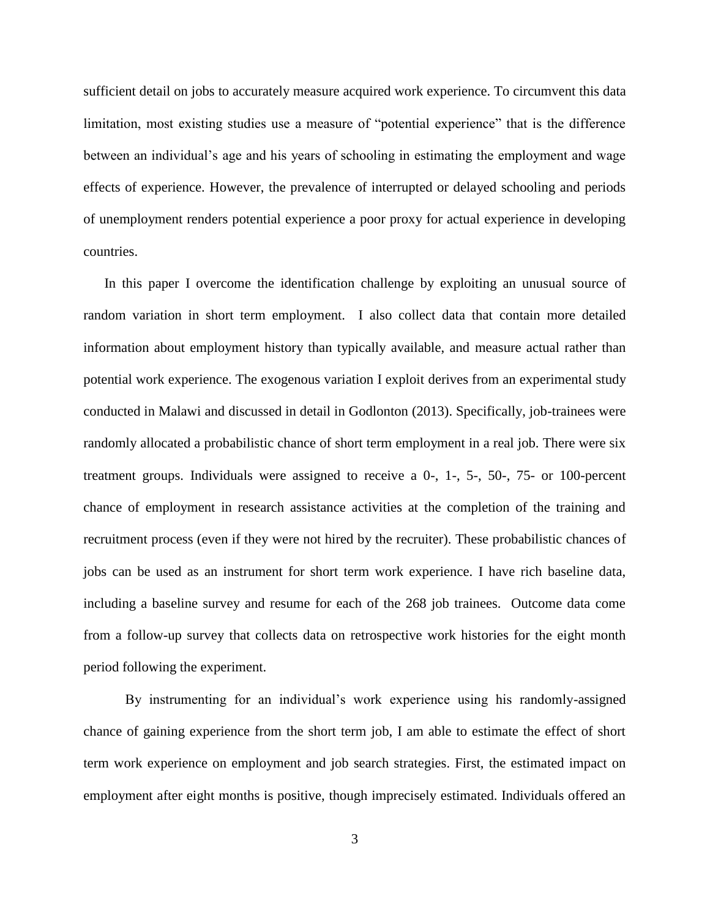sufficient detail on jobs to accurately measure acquired work experience. To circumvent this data limitation, most existing studies use a measure of "potential experience" that is the difference between an individual's age and his years of schooling in estimating the employment and wage effects of experience. However, the prevalence of interrupted or delayed schooling and periods of unemployment renders potential experience a poor proxy for actual experience in developing countries.

In this paper I overcome the identification challenge by exploiting an unusual source of random variation in short term employment. I also collect data that contain more detailed information about employment history than typically available, and measure actual rather than potential work experience. The exogenous variation I exploit derives from an experimental study conducted in Malawi and discussed in detail in Godlonton (2013). Specifically, job-trainees were randomly allocated a probabilistic chance of short term employment in a real job. There were six treatment groups. Individuals were assigned to receive a 0-, 1-, 5-, 50-, 75- or 100-percent chance of employment in research assistance activities at the completion of the training and recruitment process (even if they were not hired by the recruiter). These probabilistic chances of jobs can be used as an instrument for short term work experience. I have rich baseline data, including a baseline survey and resume for each of the 268 job trainees. Outcome data come from a follow-up survey that collects data on retrospective work histories for the eight month period following the experiment.

By instrumenting for an individual's work experience using his randomly-assigned chance of gaining experience from the short term job, I am able to estimate the effect of short term work experience on employment and job search strategies. First, the estimated impact on employment after eight months is positive, though imprecisely estimated. Individuals offered an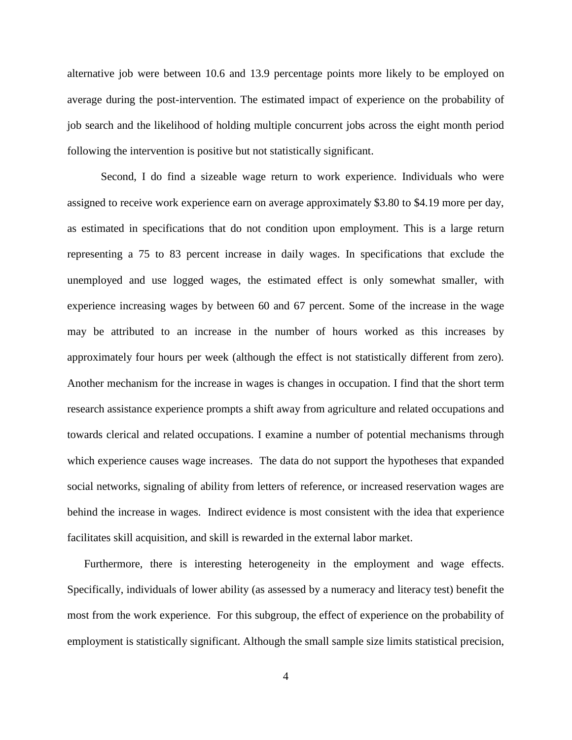alternative job were between 10.6 and 13.9 percentage points more likely to be employed on average during the post-intervention. The estimated impact of experience on the probability of job search and the likelihood of holding multiple concurrent jobs across the eight month period following the intervention is positive but not statistically significant.

Second, I do find a sizeable wage return to work experience. Individuals who were assigned to receive work experience earn on average approximately $3.80 to $4.19 more per day, as estimated in specifications that do not condition upon employment. This is a large return representing a 75 to 83 percent increase in daily wages. In specifications that exclude the unemployed and use logged wages, the estimated effect is only somewhat smaller, with experience increasing wages by between 60 and 67 percent. Some of the increase in the wage may be attributed to an increase in the number of hours worked as this increases by approximately four hours per week (although the effect is not statistically different from zero). Another mechanism for the increase in wages is changes in occupation. I find that the short term research assistance experience prompts a shift away from agriculture and related occupations and towards clerical and related occupations. I examine a number of potential mechanisms through which experience causes wage increases. The data do not support the hypotheses that expanded social networks, signaling of ability from letters of reference, or increased reservation wages are behind the increase in wages. Indirect evidence is most consistent with the idea that experience facilitates skill acquisition, and skill is rewarded in the external labor market.

Furthermore, there is interesting heterogeneity in the employment and wage effects. Specifically, individuals of lower ability (as assessed by a numeracy and literacy test) benefit the most from the work experience. For this subgroup, the effect of experience on the probability of employment is statistically significant. Although the small sample size limits statistical precision,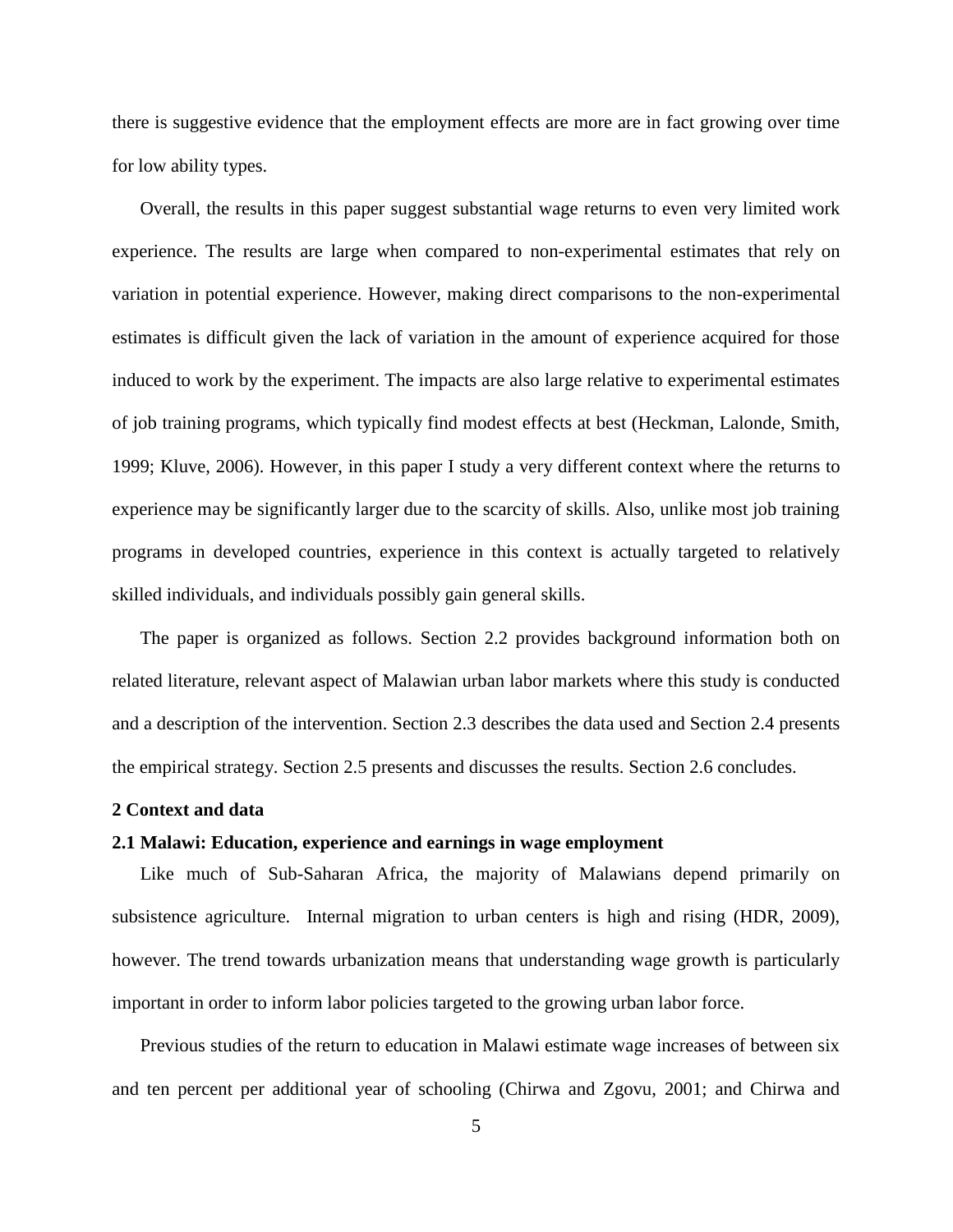there is suggestive evidence that the employment effects are more are in fact growing over time for low ability types.

Overall, the results in this paper suggest substantial wage returns to even very limited work experience. The results are large when compared to non-experimental estimates that rely on variation in potential experience. However, making direct comparisons to the non-experimental estimates is difficult given the lack of variation in the amount of experience acquired for those induced to work by the experiment. The impacts are also large relative to experimental estimates of job training programs, which typically find modest effects at best (Heckman, Lalonde, Smith, 1999; Kluve, 2006). However, in this paper I study a very different context where the returns to experience may be significantly larger due to the scarcity of skills. Also, unlike most job training programs in developed countries, experience in this context is actually targeted to relatively skilled individuals, and individuals possibly gain general skills.

The paper is organized as follows. Section 2.2 provides background information both on related literature, relevant aspect of Malawian urban labor markets where this study is conducted and a description of the intervention. Section 2.3 describes the data used and Section 2.4 presents the empirical strategy. Section 2.5 presents and discusses the results. Section 2.6 concludes.

## 2 Context and data

### 2.1 Malawi: Education, experience and earnings in wage employment

Like much of Sub-Saharan Africa, the majority of Malawians depend primarily on subsistence agriculture. Internal migration to urban centers is high and rising (HDR, 2009), however. The trend towards urbanization means that understanding wage growth is particularly important in order to inform labor policies targeted to the growing urban labor force.

Previous studies of the return to education in Malawi estimate wage increases of between six and ten percent per additional year of schooling (Chirwa and Zgovu, 2001; and Chirwa and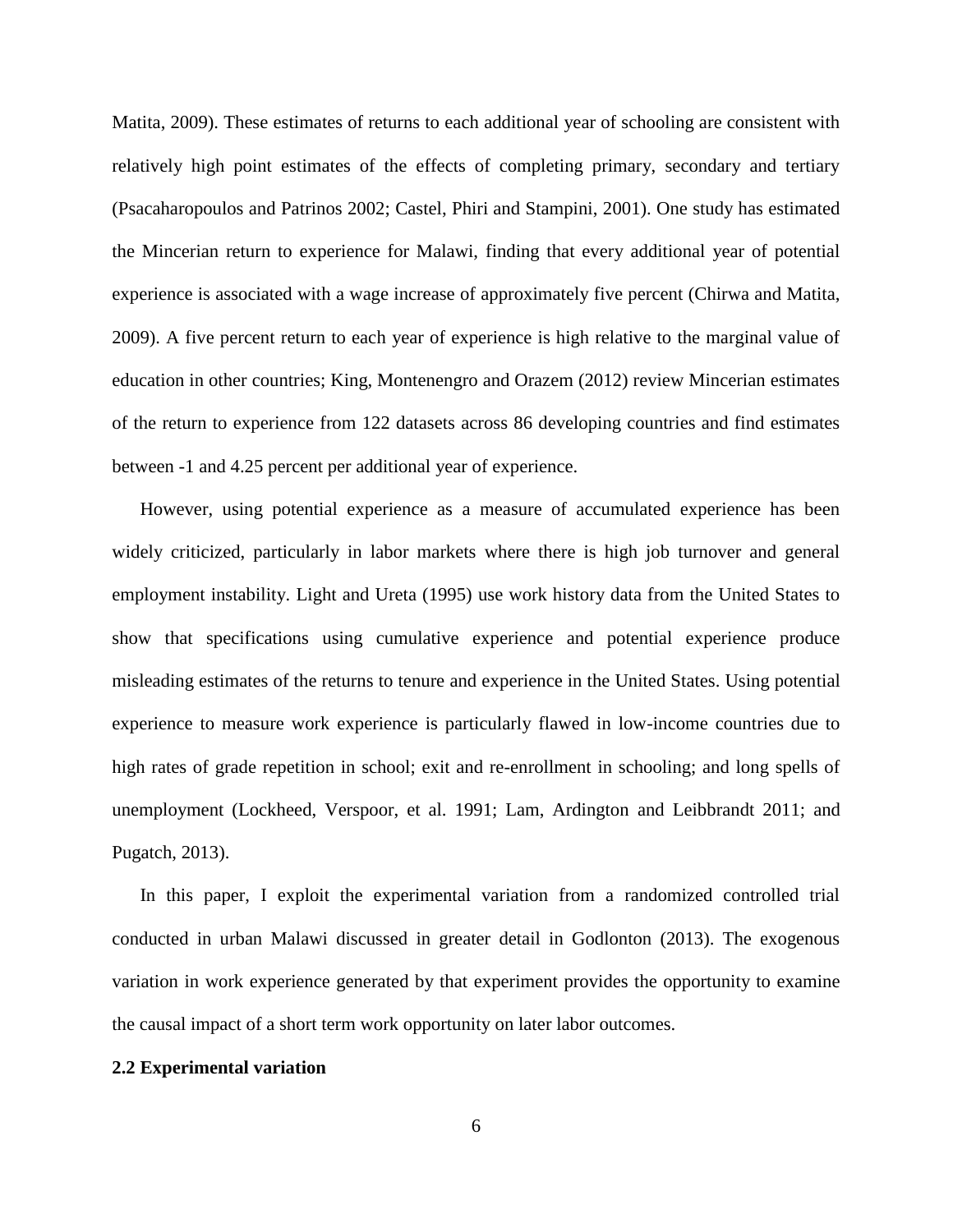Matita, 2009). These estimates of returns to each additional year of schooling are consistent with relatively high point estimates of the effects of completing primary, secondary and tertiary (Psacaharopoulos and Patrinos 2002; Castel, Phiri and Stampini, 2001). One study has estimated the Mincerian return to experience for Malawi, finding that every additional year of potential experience is associated with a wage increase of approximately five percent (Chirwa and Matita, 2009). A five percent return to each year of experience is high relative to the marginal value of education in other countries; King, Montenengro and Orazem (2012) review Mincerian estimates of the return to experience from 122 datasets across 86 developing countries and find estimates between -1 and 4.25 percent per additional year of experience.

However, using potential experience as a measure of accumulated experience has been widely criticized, particularly in labor markets where there is high job turnover and general employment instability. Light and Ureta (1995) use work history data from the United States to show that specifications using cumulative experience and potential experience produce misleading estimates of the returns to tenure and experience in the United States. Using potential experience to measure work experience is particularly flawed in low-income countries due to high rates of grade repetition in school; exit and re-enrollment in schooling; and long spells of unemployment (Lockheed, Verspoor, et al. 1991; Lam, Ardington and Leibbrandt 2011; and Pugatch, 2013).

In this paper, I exploit the experimental variation from a randomized controlled trial conducted in urban Malawi discussed in greater detail in Godlonton (2013). The exogenous variation in work experience generated by that experiment provides the opportunity to examine the causal impact of a short term work opportunity on later labor outcomes.

### 2.2 Experimental variation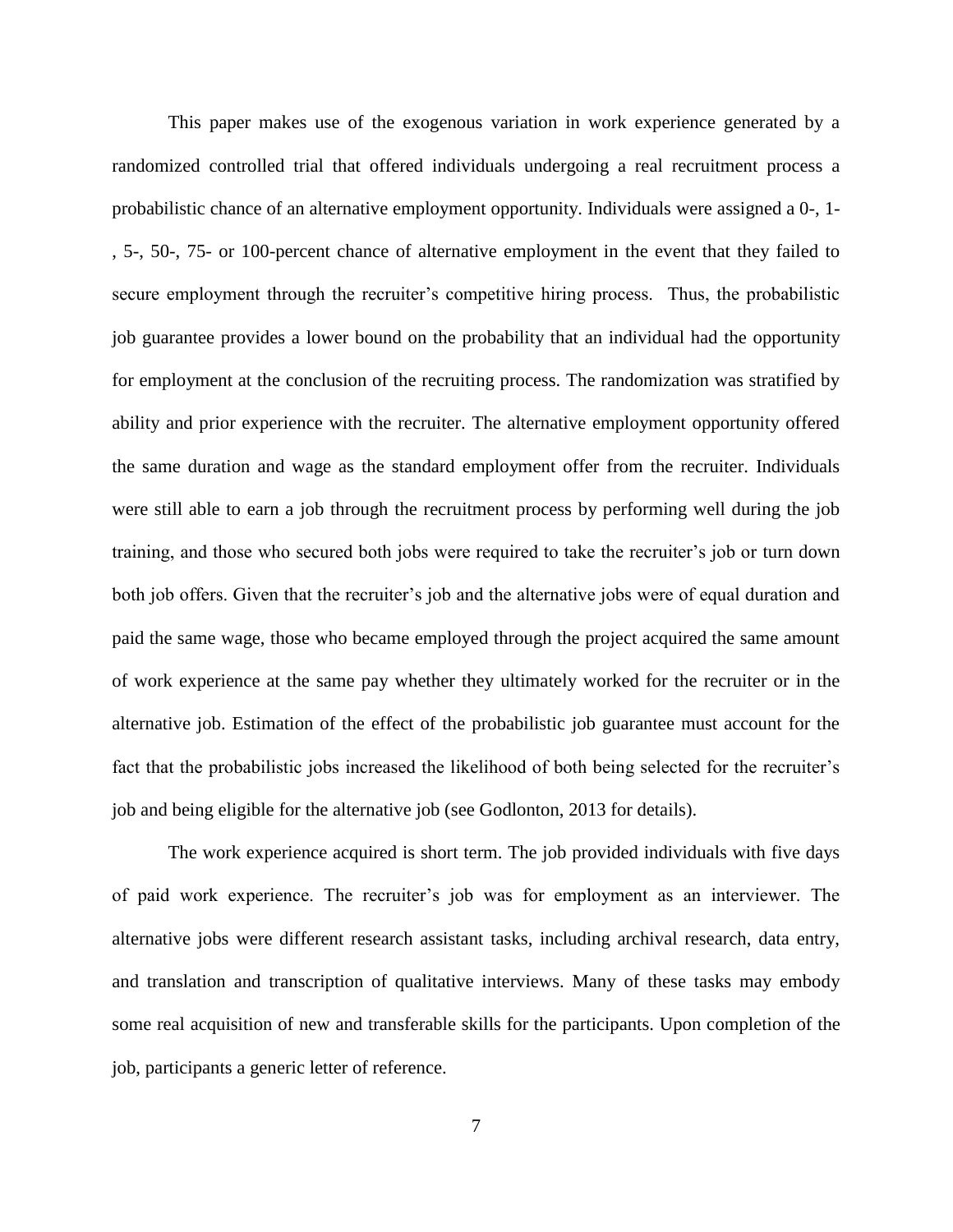This paper makes use of the exogenous variation in work experience generated by a randomized controlled trial that offered individuals undergoing a real recruitment process a probabilistic chance of an alternative employment opportunity. Individuals were assigned a 0-, 1-, 5-, 50-, 75- or 100-percent chance of alternative employment in the event that they failed to secure employment through the recruiter's competitive hiring process. Thus, the probabilistic job guarantee provides a lower bound on the probability that an individual had the opportunity for employment at the conclusion of the recruiting process. The randomization was stratified by ability and prior experience with the recruiter. The alternative employment opportunity offered the same duration and wage as the standard employment offer from the recruiter. Individuals were still able to earn a job through the recruitment process by performing well during the job training, and those who secured both jobs were required to take the recruiter's job or turn down both job offers. Given that the recruiter's job and the alternative jobs were of equal duration and paid the same wage, those who became employed through the project acquired the same amount of work experience at the same pay whether they ultimately worked for the recruiter or in the alternative job. Estimation of the effect of the probabilistic job guarantee must account for the fact that the probabilistic jobs increased the likelihood of both being selected for the recruiter's job and being eligible for the alternative job (see Godlonton, 2013 for details).

The work experience acquired is short term. The job provided individuals with five days of paid work experience. The recruiter's job was for employment as an interviewer. The alternative jobs were different research assistant tasks, including archival research, data entry, and translation and transcription of qualitative interviews. Many of these tasks may embody some real acquisition of new and transferable skills for the participants. Upon completion of the job, participants a generic letter of reference.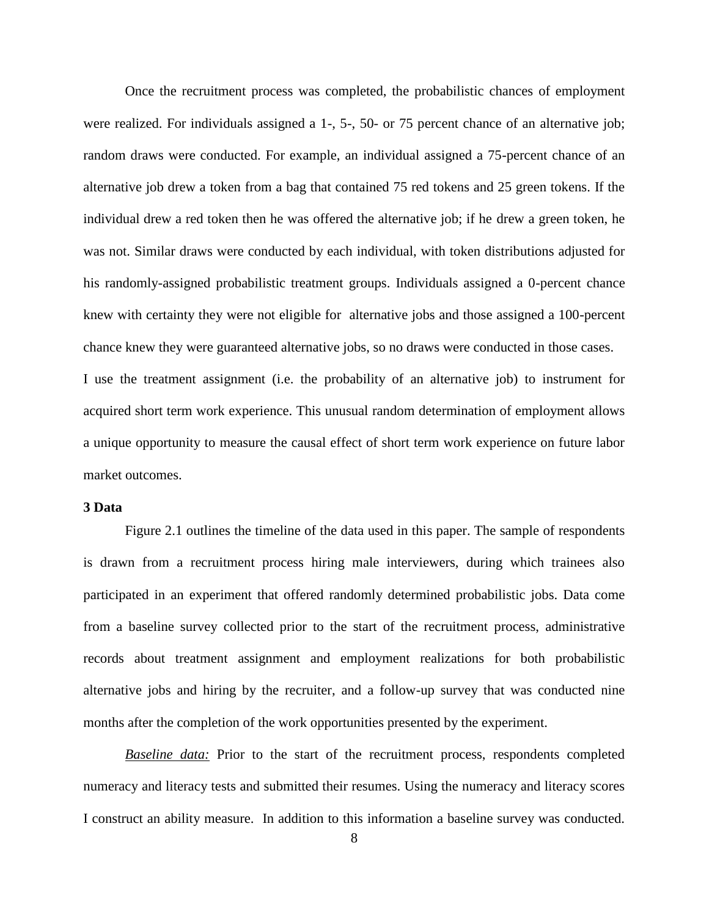Once the recruitment process was completed, the probabilistic chances of employment were realized. For individuals assigned a 1-, 5-, 50- or 75 percent chance of an alternative job; random draws were conducted. For example, an individual assigned a 75-percent chance of an alternative job drew a token from a bag that contained 75 red tokens and 25 green tokens. If the individual drew a red token then he was offered the alternative job; if he drew a green token, he was not. Similar draws were conducted by each individual, with token distributions adjusted for his randomly-assigned probabilistic treatment groups. Individuals assigned a 0-percent chance knew with certainty they were not eligible for alternative jobs and those assigned a 100-percent chance knew they were guaranteed alternative jobs, so no draws were conducted in those cases.
I use the treatment assignment (i.e. the probability of an alternative job) to instrument for acquired short term work experience. This unusual random determination of employment allows a unique opportunity to measure the causal effect of short term work experience on future labor market outcomes.

## 3 Data

Figure 2.1 outlines the timeline of the data used in this paper. The sample of respondents is drawn from a recruitment process hiring male interviewers, during which trainees also participated in an experiment that offered randomly determined probabilistic jobs. Data come from a baseline survey collected prior to the start of the recruitment process, administrative records about treatment assignment and employment realizations for both probabilistic alternative jobs and hiring by the recruiter, and a follow-up survey that was conducted nine months after the completion of the work opportunities presented by the experiment.

*Baseline data:* Prior to the start of the recruitment process, respondents completed numeracy and literacy tests and submitted their resumes. Using the numeracy and literacy scores I construct an ability measure. In addition to this information a baseline survey was conducted.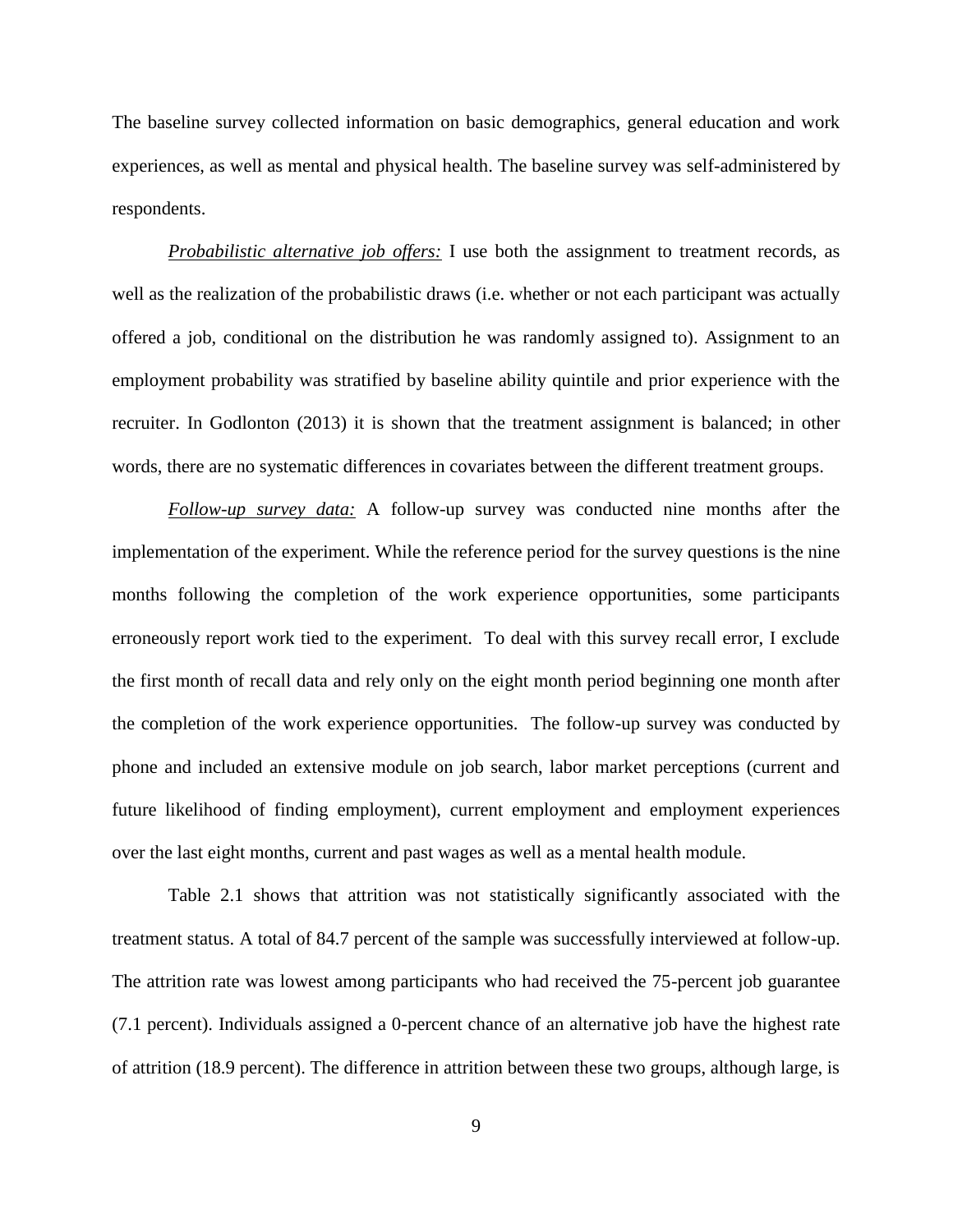The baseline survey collected information on basic demographics, general education and work experiences, as well as mental and physical health. The baseline survey was self-administered by respondents.

*Probabilistic alternative job offers:* I use both the assignment to treatment records, as well as the realization of the probabilistic draws (i.e. whether or not each participant was actually offered a job, conditional on the distribution he was randomly assigned to). Assignment to an employment probability was stratified by baseline ability quintile and prior experience with the recruiter. In Godlonton (2013) it is shown that the treatment assignment is balanced; in other words, there are no systematic differences in covariates between the different treatment groups.

*Follow-up survey data:* A follow-up survey was conducted nine months after the implementation of the experiment. While the reference period for the survey questions is the nine months following the completion of the work experience opportunities, some participants erroneously report work tied to the experiment. To deal with this survey recall error, I exclude the first month of recall data and rely only on the eight month period beginning one month after the completion of the work experience opportunities. The follow-up survey was conducted by phone and included an extensive module on job search, labor market perceptions (current and future likelihood of finding employment), current employment and employment experiences over the last eight months, current and past wages as well as a mental health module.

Table 2.1 shows that attrition was not statistically significantly associated with the treatment status. A total of 84.7 percent of the sample was successfully interviewed at follow-up. The attrition rate was lowest among participants who had received the 75-percent job guarantee (7.1 percent). Individuals assigned a 0-percent chance of an alternative job have the highest rate of attrition (18.9 percent). The difference in attrition between these two groups, although large, is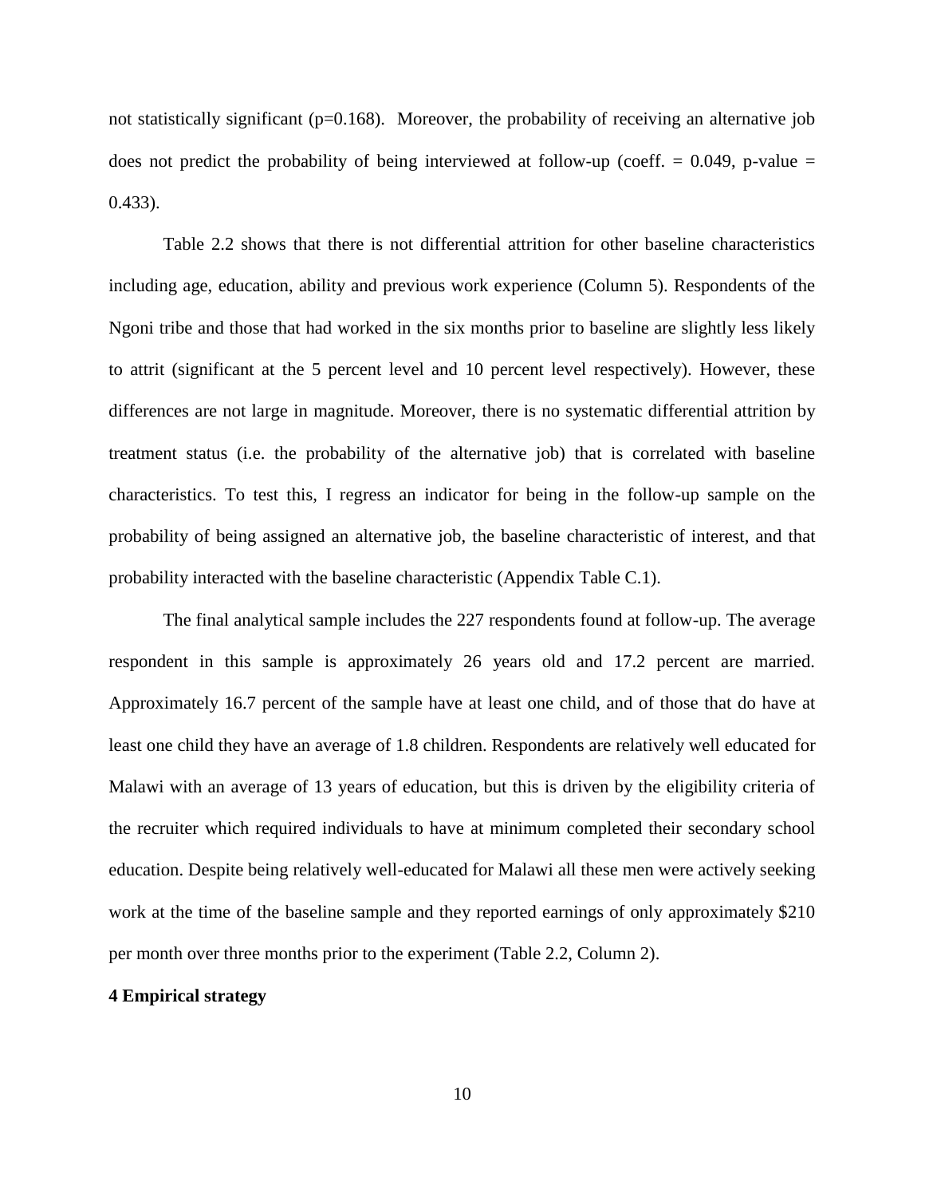not statistically significant (p=0.168). Moreover, the probability of receiving an alternative job does not predict the probability of being interviewed at follow-up (coeff. = 0.049, p-value = 0.433).

Table 2.2 shows that there is not differential attrition for other baseline characteristics including age, education, ability and previous work experience (Column 5). Respondents of the Ngoni tribe and those that had worked in the six months prior to baseline are slightly less likely to attrit (significant at the 5 percent level and 10 percent level respectively). However, these differences are not large in magnitude. Moreover, there is no systematic differential attrition by treatment status (i.e. the probability of the alternative job) that is correlated with baseline characteristics. To test this, I regress an indicator for being in the follow-up sample on the probability of being assigned an alternative job, the baseline characteristic of interest, and that probability interacted with the baseline characteristic (Appendix Table C.1).

The final analytical sample includes the 227 respondents found at follow-up. The average respondent in this sample is approximately 26 years old and 17.2 percent are married. Approximately 16.7 percent of the sample have at least one child, and of those that do have at least one child they have an average of 1.8 children. Respondents are relatively well educated for Malawi with an average of 13 years of education, but this is driven by the eligibility criteria of the recruiter which required individuals to have at minimum completed their secondary school education. Despite being relatively well-educated for Malawi all these men were actively seeking work at the time of the baseline sample and they reported earnings of only approximately $210 per month over three months prior to the experiment (Table 2.2, Column 2).

## 4 Empirical strategy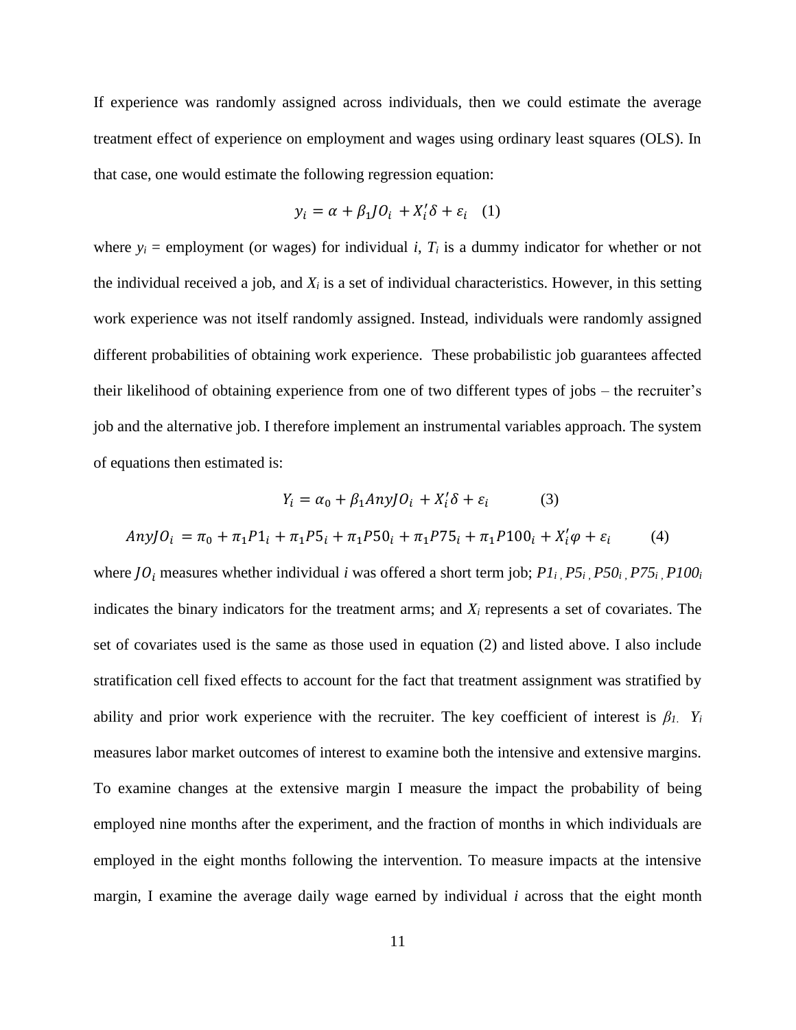If experience was randomly assigned across individuals, then we could estimate the average treatment effect of experience on employment and wages using ordinary least squares (OLS). In that case, one would estimate the following regression equation:

$$y_i = \alpha + \beta_1 JO_i + X_i'\delta + \varepsilon_i \quad (1)$$

where $y_i$ = employment (or wages) for individual *i*, $T_i$ is a dummy indicator for whether or not the individual received a job, and $X_i$ is a set of individual characteristics. However, in this setting work experience was not itself randomly assigned. Instead, individuals were randomly assigned different probabilities of obtaining work experience. These probabilistic job guarantees affected their likelihood of obtaining experience from one of two different types of jobs – the recruiter's job and the alternative job. I therefore implement an instrumental variables approach. The system of equations then estimated is:

$$Y_i = \alpha_0 + \beta_1 AnyJO_i + X_i'\delta + \varepsilon_i \qquad (3)$$

$$AnyJO_i = \pi_0 + \pi_1 P1_i + \pi_1 P5_i + \pi_1 P50_i + \pi_1 P75_i + \pi_1 P100_i + X_i'\varphi + \varepsilon_i \qquad (4)$$

where $JO_i$ measures whether individual *i* was offered a short term job; $P1_i$, $P5_i$, $P50_i$, $P75_i$, $P100_i$ indicates the binary indicators for the treatment arms; and $X_i$ represents a set of covariates. The set of covariates used is the same as those used in equation (2) and listed above. I also include stratification cell fixed effects to account for the fact that treatment assignment was stratified by ability and prior work experience with the recruiter. The key coefficient of interest is $\beta_1$. $Y_i$ measures labor market outcomes of interest to examine both the intensive and extensive margins. To examine changes at the extensive margin I measure the impact the probability of being employed nine months after the experiment, and the fraction of months in which individuals are employed in the eight months following the intervention. To measure impacts at the intensive margin, I examine the average daily wage earned by individual *i* across that the eight month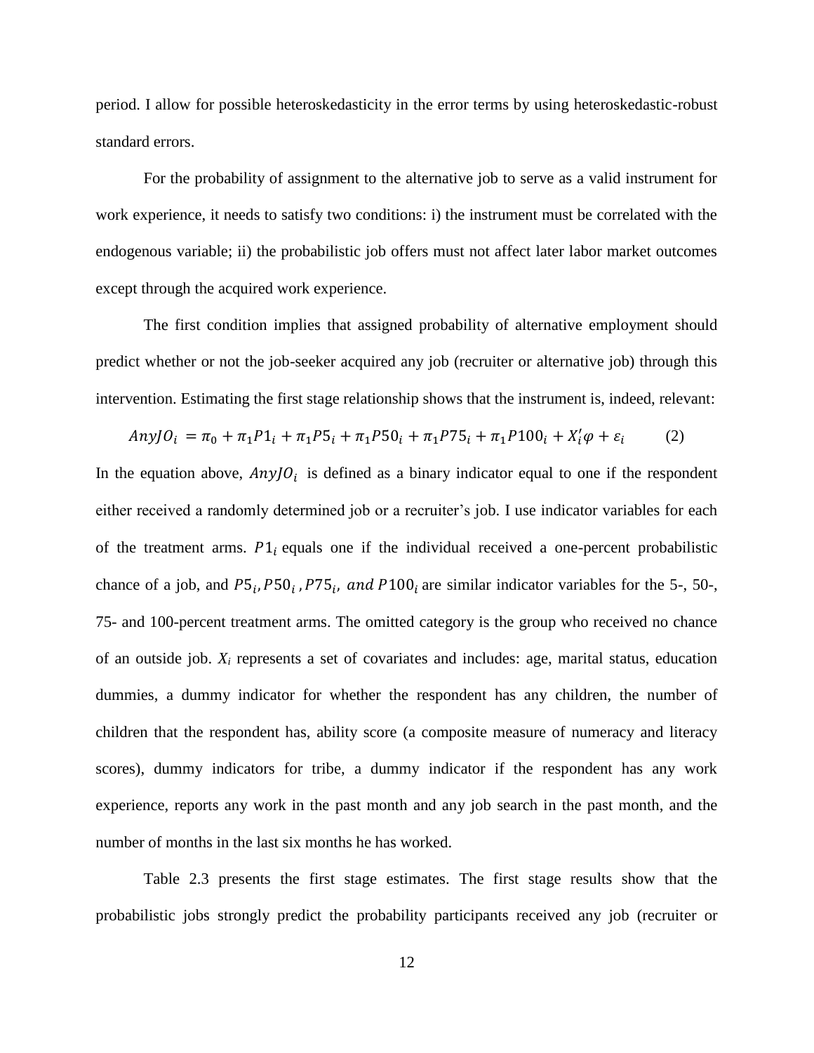period. I allow for possible heteroskedasticity in the error terms by using heteroskedastic-robust standard errors.

For the probability of assignment to the alternative job to serve as a valid instrument for work experience, it needs to satisfy two conditions: i) the instrument must be correlated with the endogenous variable; ii) the probabilistic job offers must not affect later labor market outcomes except through the acquired work experience.

The first condition implies that assigned probability of alternative employment should predict whether or not the job-seeker acquired any job (recruiter or alternative job) through this intervention. Estimating the first stage relationship shows that the instrument is, indeed, relevant:

$$AnyJO_i = \pi_0 + \pi_1 P1_i + \pi_1 P5_i + \pi_1 P50_i + \pi_1 P75_i + \pi_1 P100_i + X_i'\varphi + \varepsilon_i \qquad (2)$$

In the equation above, $AnyJO_i$ is defined as a binary indicator equal to one if the respondent either received a randomly determined job or a recruiter's job. I use indicator variables for each of the treatment arms. $P1_i$ equals one if the individual received a one-percent probabilistic chance of a job, and $P5_i, P50_i, P75_i,$ *and* $P100_i$ are similar indicator variables for the 5-, 50-, 75- and 100-percent treatment arms. The omitted category is the group who received no chance of an outside job. $X_i$ represents a set of covariates and includes: age, marital status, education dummies, a dummy indicator for whether the respondent has any children, the number of children that the respondent has, ability score (a composite measure of numeracy and literacy scores), dummy indicators for tribe, a dummy indicator if the respondent has any work experience, reports any work in the past month and any job search in the past month, and the number of months in the last six months he has worked.

Table 2.3 presents the first stage estimates. The first stage results show that the probabilistic jobs strongly predict the probability participants received any job (recruiter or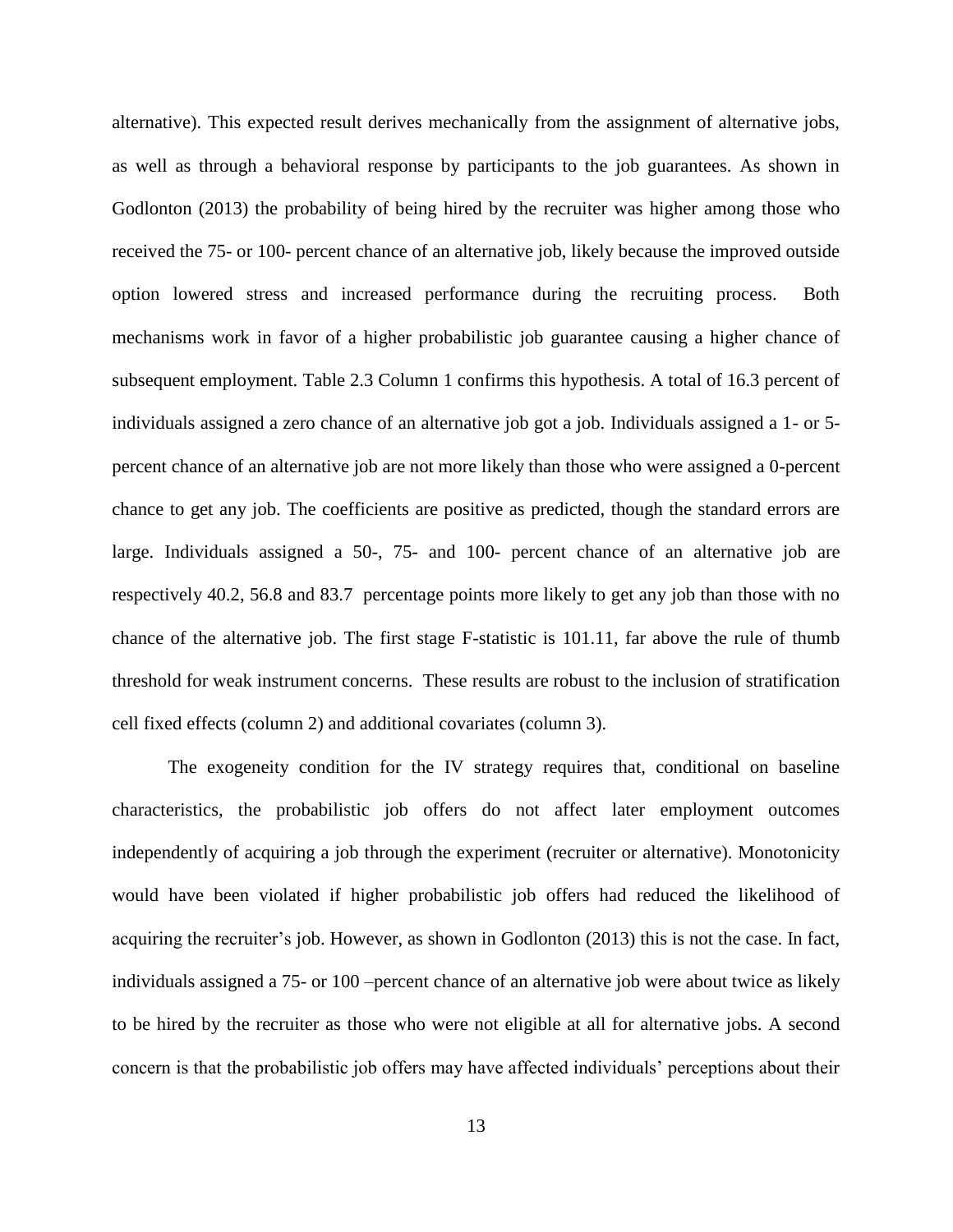alternative). This expected result derives mechanically from the assignment of alternative jobs, as well as through a behavioral response by participants to the job guarantees. As shown in Godlonton (2013) the probability of being hired by the recruiter was higher among those who received the 75- or 100- percent chance of an alternative job, likely because the improved outside option lowered stress and increased performance during the recruiting process. Both mechanisms work in favor of a higher probabilistic job guarantee causing a higher chance of subsequent employment. Table 2.3 Column 1 confirms this hypothesis. A total of 16.3 percent of individuals assigned a zero chance of an alternative job got a job. Individuals assigned a 1- or 5- percent chance of an alternative job are not more likely than those who were assigned a 0-percent chance to get any job. The coefficients are positive as predicted, though the standard errors are large. Individuals assigned a 50-, 75- and 100- percent chance of an alternative job are respectively 40.2, 56.8 and 83.7 percentage points more likely to get any job than those with no chance of the alternative job. The first stage F-statistic is 101.11, far above the rule of thumb threshold for weak instrument concerns. These results are robust to the inclusion of stratification cell fixed effects (column 2) and additional covariates (column 3).

The exogeneity condition for the IV strategy requires that, conditional on baseline characteristics, the probabilistic job offers do not affect later employment outcomes independently of acquiring a job through the experiment (recruiter or alternative). Monotonicity would have been violated if higher probabilistic job offers had reduced the likelihood of acquiring the recruiter's job. However, as shown in Godlonton (2013) this is not the case. In fact, individuals assigned a 75- or 100 –percent chance of an alternative job were about twice as likely to be hired by the recruiter as those who were not eligible at all for alternative jobs. A second concern is that the probabilistic job offers may have affected individuals' perceptions about their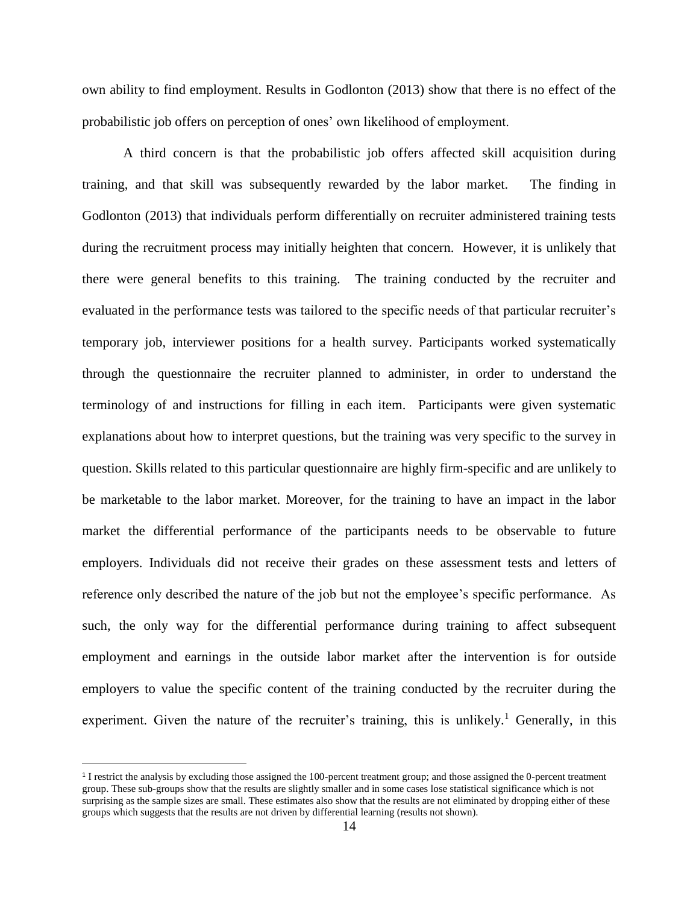own ability to find employment. Results in Godlonton (2013) show that there is no effect of the probabilistic job offers on perception of ones' own likelihood of employment.

A third concern is that the probabilistic job offers affected skill acquisition during training, and that skill was subsequently rewarded by the labor market. The finding in Godlonton (2013) that individuals perform differentially on recruiter administered training tests during the recruitment process may initially heighten that concern. However, it is unlikely that there were general benefits to this training. The training conducted by the recruiter and evaluated in the performance tests was tailored to the specific needs of that particular recruiter's temporary job, interviewer positions for a health survey. Participants worked systematically through the questionnaire the recruiter planned to administer, in order to understand the terminology of and instructions for filling in each item. Participants were given systematic explanations about how to interpret questions, but the training was very specific to the survey in question. Skills related to this particular questionnaire are highly firm-specific and are unlikely to be marketable to the labor market. Moreover, for the training to have an impact in the labor market the differential performance of the participants needs to be observable to future employers. Individuals did not receive their grades on these assessment tests and letters of reference only described the nature of the job but not the employee's specific performance. As such, the only way for the differential performance during training to affect subsequent employment and earnings in the outside labor market after the intervention is for outside employers to value the specific content of the training conducted by the recruiter during the experiment. Given the nature of the recruiter's training, this is unlikely.[1] Generally, in this

[1] I restrict the analysis by excluding those assigned the 100-percent treatment group; and those assigned the 0-percent treatment group. These sub-groups show that the results are slightly smaller and in some cases lose statistical significance which is not surprising as the sample sizes are small. These estimates also show that the results are not eliminated by dropping either of these groups which suggests that the results are not driven by differential learning (results not shown).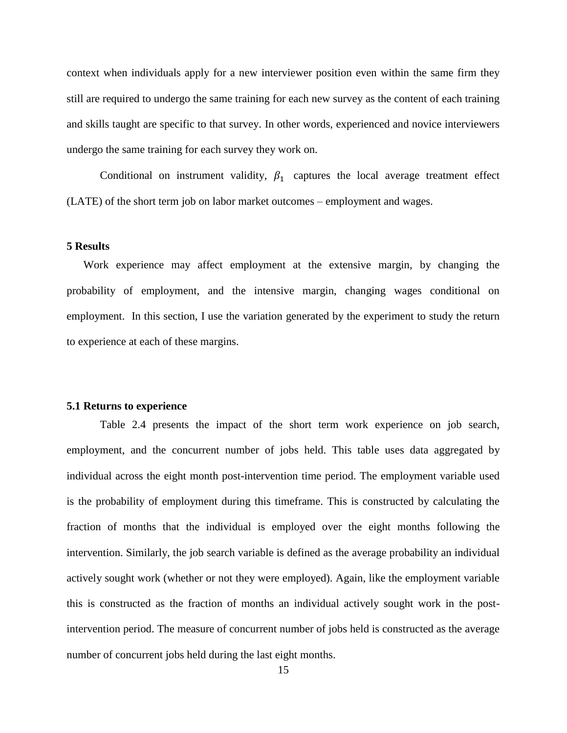context when individuals apply for a new interviewer position even within the same firm they still are required to undergo the same training for each new survey as the content of each training and skills taught are specific to that survey. In other words, experienced and novice interviewers undergo the same training for each survey they work on.

Conditional on instrument validity, $\beta_1$ captures the local average treatment effect (LATE) of the short term job on labor market outcomes – employment and wages.

## 5 Results

Work experience may affect employment at the extensive margin, by changing the probability of employment, and the intensive margin, changing wages conditional on employment. In this section, I use the variation generated by the experiment to study the return to experience at each of these margins.

### 5.1 Returns to experience

Table 2.4 presents the impact of the short term work experience on job search, employment, and the concurrent number of jobs held. This table uses data aggregated by individual across the eight month post-intervention time period. The employment variable used is the probability of employment during this timeframe. This is constructed by calculating the fraction of months that the individual is employed over the eight months following the intervention. Similarly, the job search variable is defined as the average probability an individual actively sought work (whether or not they were employed). Again, like the employment variable this is constructed as the fraction of months an individual actively sought work in the post-intervention period. The measure of concurrent number of jobs held is constructed as the average number of concurrent jobs held during the last eight months.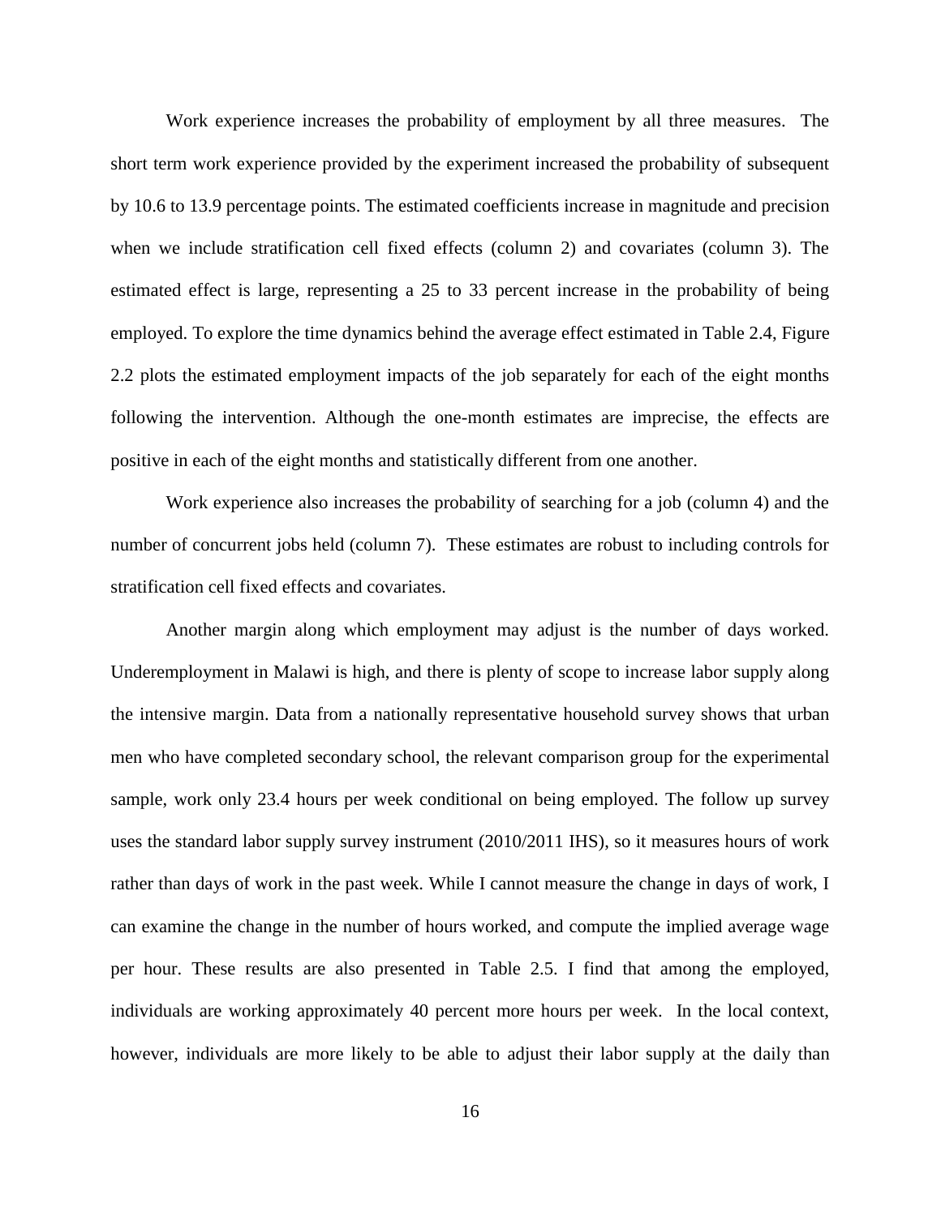Work experience increases the probability of employment by all three measures. The short term work experience provided by the experiment increased the probability of subsequent by 10.6 to 13.9 percentage points. The estimated coefficients increase in magnitude and precision when we include stratification cell fixed effects (column 2) and covariates (column 3). The estimated effect is large, representing a 25 to 33 percent increase in the probability of being employed. To explore the time dynamics behind the average effect estimated in Table 2.4, Figure 2.2 plots the estimated employment impacts of the job separately for each of the eight months following the intervention. Although the one-month estimates are imprecise, the effects are positive in each of the eight months and statistically different from one another.

Work experience also increases the probability of searching for a job (column 4) and the number of concurrent jobs held (column 7). These estimates are robust to including controls for stratification cell fixed effects and covariates.

Another margin along which employment may adjust is the number of days worked. Underemployment in Malawi is high, and there is plenty of scope to increase labor supply along the intensive margin. Data from a nationally representative household survey shows that urban men who have completed secondary school, the relevant comparison group for the experimental sample, work only 23.4 hours per week conditional on being employed. The follow up survey uses the standard labor supply survey instrument (2010/2011 IHS), so it measures hours of work rather than days of work in the past week. While I cannot measure the change in days of work, I can examine the change in the number of hours worked, and compute the implied average wage per hour. These results are also presented in Table 2.5. I find that among the employed, individuals are working approximately 40 percent more hours per week. In the local context, however, individuals are more likely to be able to adjust their labor supply at the daily than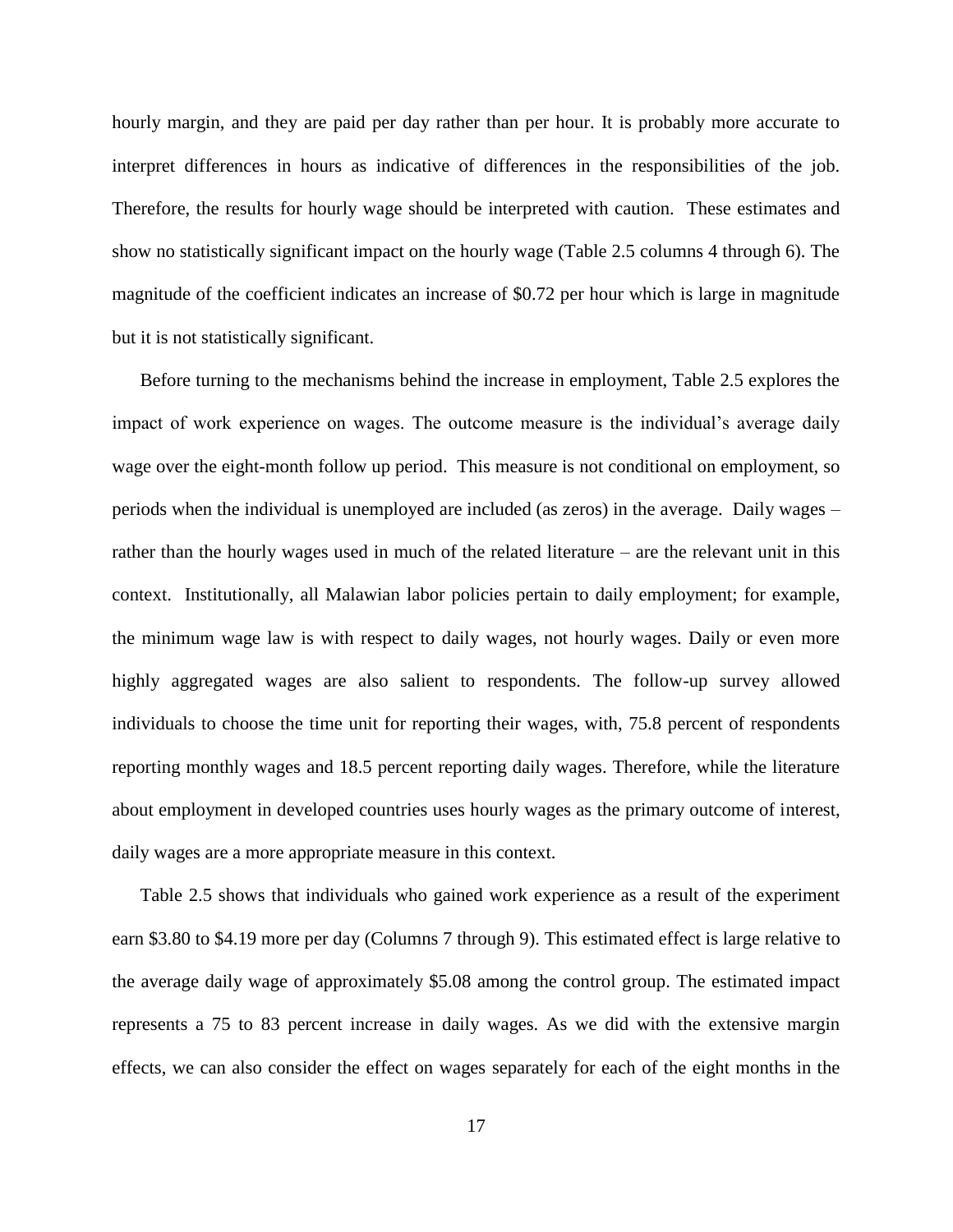hourly margin, and they are paid per day rather than per hour. It is probably more accurate to interpret differences in hours as indicative of differences in the responsibilities of the job. Therefore, the results for hourly wage should be interpreted with caution. These estimates and show no statistically significant impact on the hourly wage (Table 2.5 columns 4 through 6). The magnitude of the coefficient indicates an increase of $0.72 per hour which is large in magnitude but it is not statistically significant.

Before turning to the mechanisms behind the increase in employment, Table 2.5 explores the impact of work experience on wages. The outcome measure is the individual's average daily wage over the eight-month follow up period. This measure is not conditional on employment, so periods when the individual is unemployed are included (as zeros) in the average. Daily wages – rather than the hourly wages used in much of the related literature – are the relevant unit in this context. Institutionally, all Malawian labor policies pertain to daily employment; for example, the minimum wage law is with respect to daily wages, not hourly wages. Daily or even more highly aggregated wages are also salient to respondents. The follow-up survey allowed individuals to choose the time unit for reporting their wages, with, 75.8 percent of respondents reporting monthly wages and 18.5 percent reporting daily wages. Therefore, while the literature about employment in developed countries uses hourly wages as the primary outcome of interest, daily wages are a more appropriate measure in this context.

Table 2.5 shows that individuals who gained work experience as a result of the experiment earn $3.80 to $4.19 more per day (Columns 7 through 9). This estimated effect is large relative to the average daily wage of approximately $5.08 among the control group. The estimated impact represents a 75 to 83 percent increase in daily wages. As we did with the extensive margin effects, we can also consider the effect on wages separately for each of the eight months in the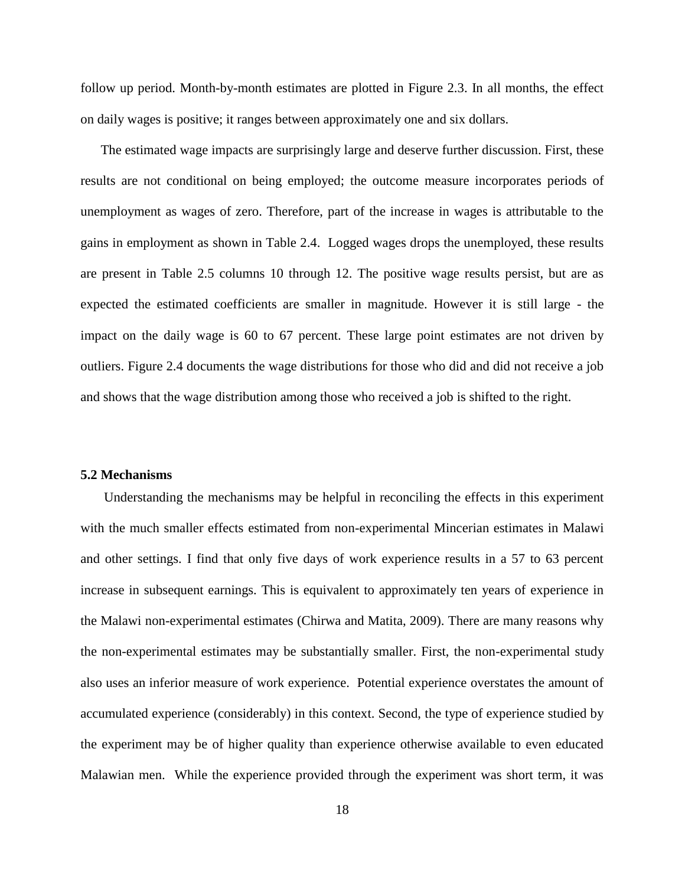follow up period. Month-by-month estimates are plotted in Figure 2.3. In all months, the effect on daily wages is positive; it ranges between approximately one and six dollars.

The estimated wage impacts are surprisingly large and deserve further discussion. First, these results are not conditional on being employed; the outcome measure incorporates periods of unemployment as wages of zero. Therefore, part of the increase in wages is attributable to the gains in employment as shown in Table 2.4. Logged wages drops the unemployed, these results are present in Table 2.5 columns 10 through 12. The positive wage results persist, but are as expected the estimated coefficients are smaller in magnitude. However it is still large - the impact on the daily wage is 60 to 67 percent. These large point estimates are not driven by outliers. Figure 2.4 documents the wage distributions for those who did and did not receive a job and shows that the wage distribution among those who received a job is shifted to the right.

### 5.2 Mechanisms

Understanding the mechanisms may be helpful in reconciling the effects in this experiment with the much smaller effects estimated from non-experimental Mincerian estimates in Malawi and other settings. I find that only five days of work experience results in a 57 to 63 percent increase in subsequent earnings. This is equivalent to approximately ten years of experience in the Malawi non-experimental estimates (Chirwa and Matita, 2009). There are many reasons why the non-experimental estimates may be substantially smaller. First, the non-experimental study also uses an inferior measure of work experience. Potential experience overstates the amount of accumulated experience (considerably) in this context. Second, the type of experience studied by the experiment may be of higher quality than experience otherwise available to even educated Malawian men. While the experience provided through the experiment was short term, it was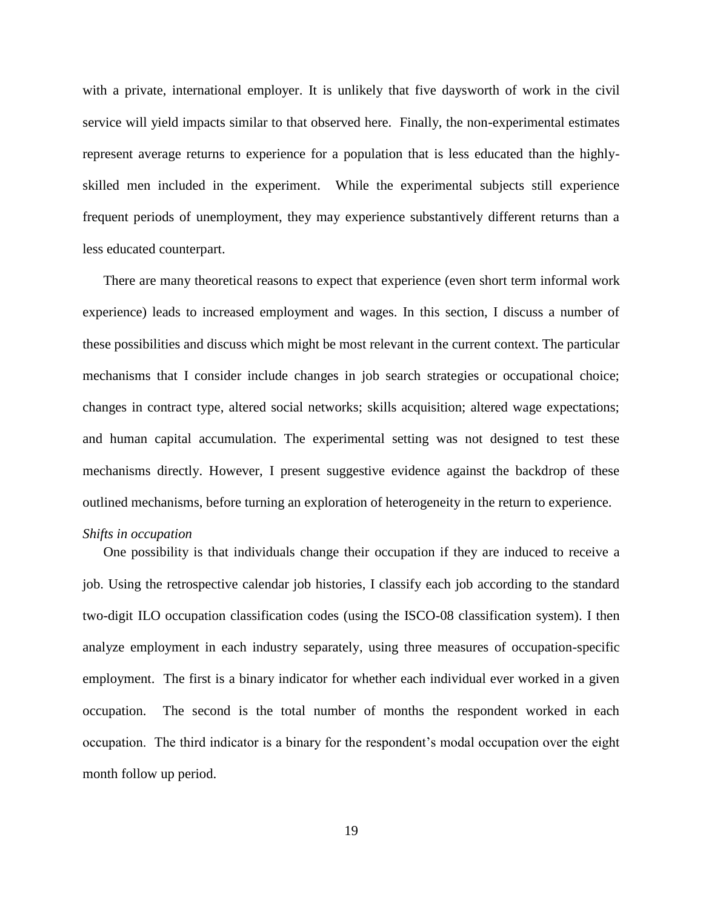with a private, international employer. It is unlikely that five daysworth of work in the civil service will yield impacts similar to that observed here. Finally, the non-experimental estimates represent average returns to experience for a population that is less educated than the highly-skilled men included in the experiment. While the experimental subjects still experience frequent periods of unemployment, they may experience substantively different returns than a less educated counterpart.

There are many theoretical reasons to expect that experience (even short term informal work experience) leads to increased employment and wages. In this section, I discuss a number of these possibilities and discuss which might be most relevant in the current context. The particular mechanisms that I consider include changes in job search strategies or occupational choice; changes in contract type, altered social networks; skills acquisition; altered wage expectations; and human capital accumulation. The experimental setting was not designed to test these mechanisms directly. However, I present suggestive evidence against the backdrop of these outlined mechanisms, before turning an exploration of heterogeneity in the return to experience.

*Shifts in occupation*

One possibility is that individuals change their occupation if they are induced to receive a job. Using the retrospective calendar job histories, I classify each job according to the standard two-digit ILO occupation classification codes (using the ISCO-08 classification system). I then analyze employment in each industry separately, using three measures of occupation-specific employment. The first is a binary indicator for whether each individual ever worked in a given occupation. The second is the total number of months the respondent worked in each occupation. The third indicator is a binary for the respondent's modal occupation over the eight month follow up period.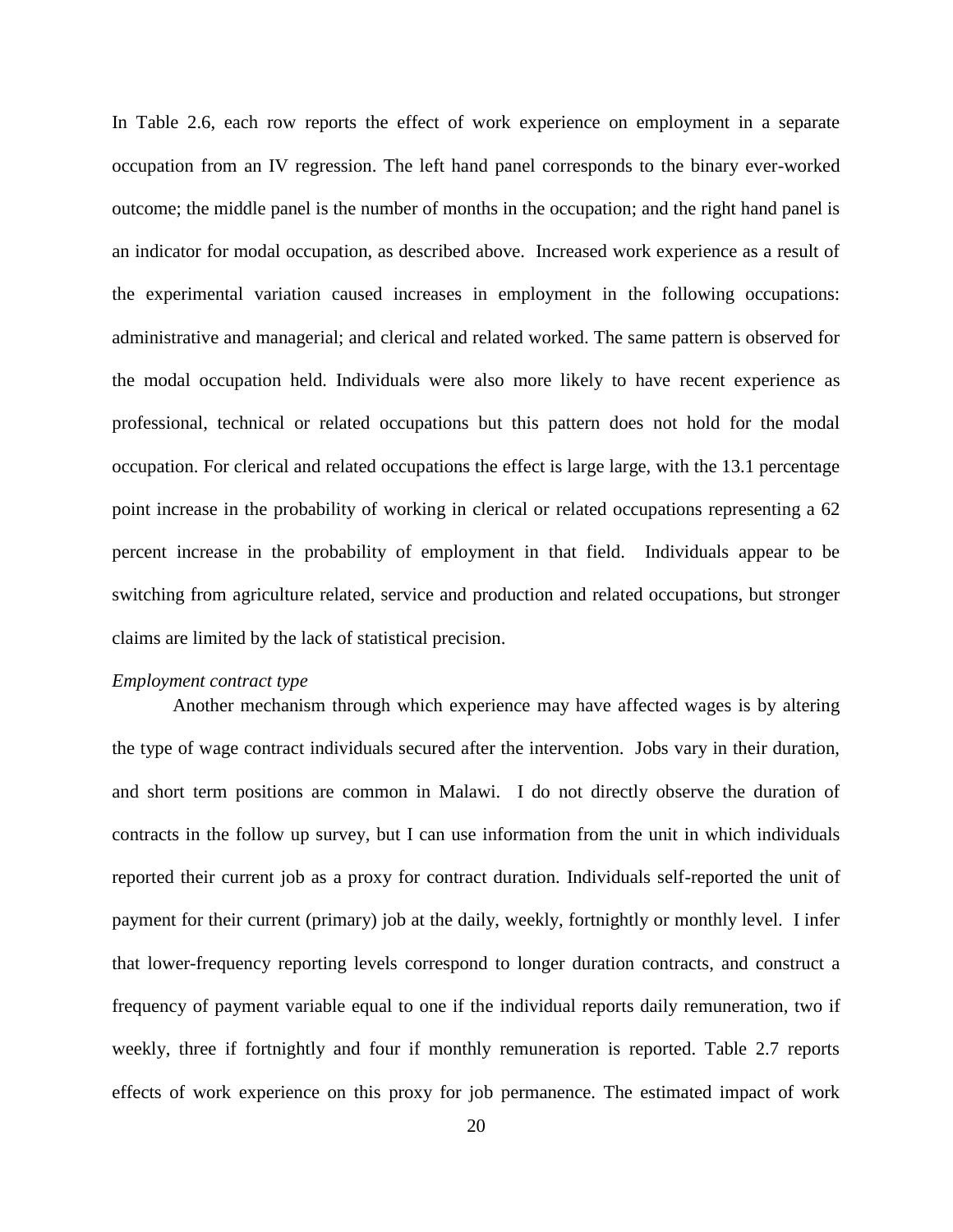In Table 2.6, each row reports the effect of work experience on employment in a separate occupation from an IV regression. The left hand panel corresponds to the binary ever-worked outcome; the middle panel is the number of months in the occupation; and the right hand panel is an indicator for modal occupation, as described above. Increased work experience as a result of the experimental variation caused increases in employment in the following occupations: administrative and managerial; and clerical and related worked. The same pattern is observed for the modal occupation held. Individuals were also more likely to have recent experience as professional, technical or related occupations but this pattern does not hold for the modal occupation. For clerical and related occupations the effect is large large, with the 13.1 percentage point increase in the probability of working in clerical or related occupations representing a 62 percent increase in the probability of employment in that field. Individuals appear to be switching from agriculture related, service and production and related occupations, but stronger claims are limited by the lack of statistical precision.

*Employment contract type*

Another mechanism through which experience may have affected wages is by altering the type of wage contract individuals secured after the intervention. Jobs vary in their duration, and short term positions are common in Malawi. I do not directly observe the duration of contracts in the follow up survey, but I can use information from the unit in which individuals reported their current job as a proxy for contract duration. Individuals self-reported the unit of payment for their current (primary) job at the daily, weekly, fortnightly or monthly level. I infer that lower-frequency reporting levels correspond to longer duration contracts, and construct a frequency of payment variable equal to one if the individual reports daily remuneration, two if weekly, three if fortnightly and four if monthly remuneration is reported. Table 2.7 reports effects of work experience on this proxy for job permanence. The estimated impact of work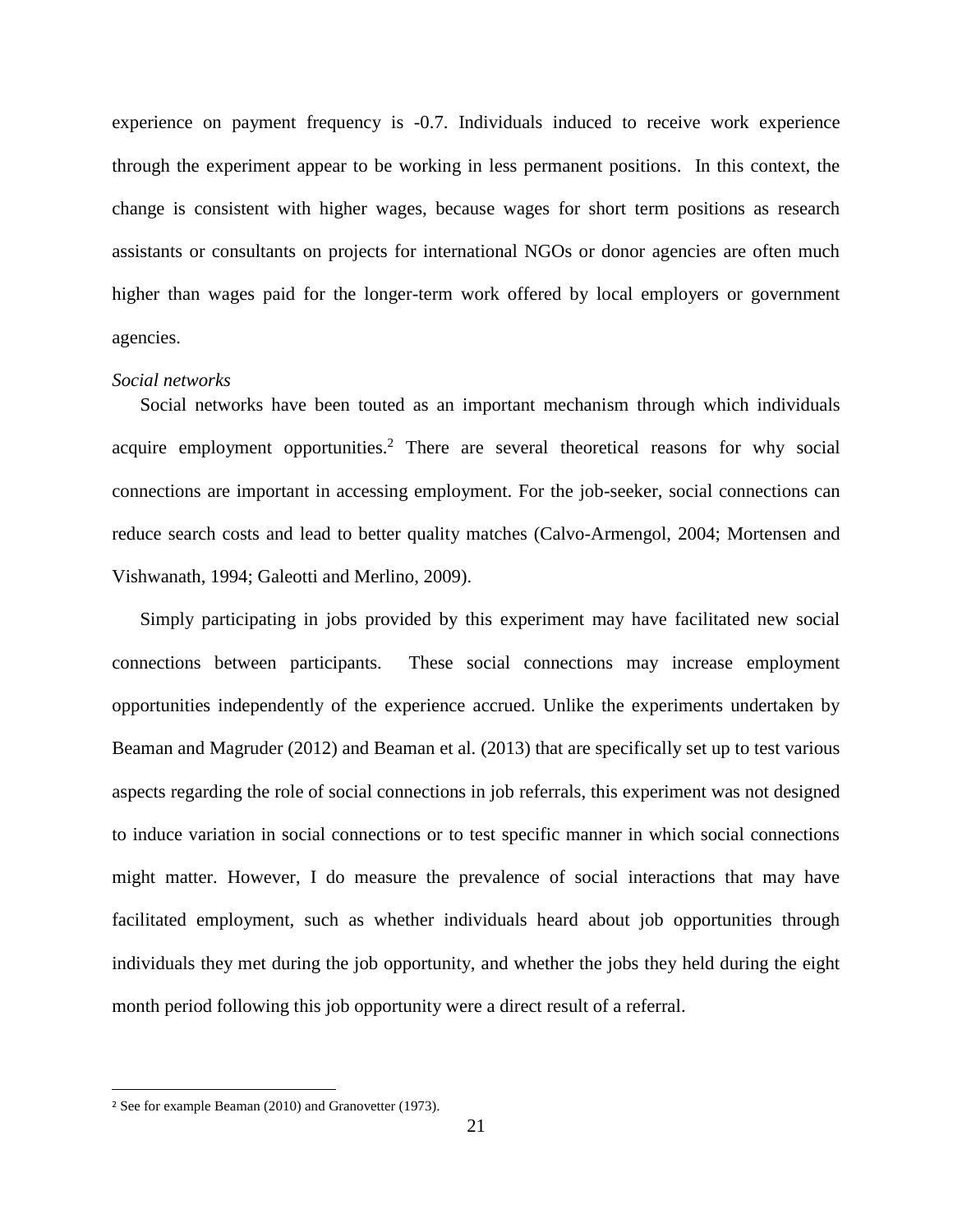experience on payment frequency is -0.7. Individuals induced to receive work experience through the experiment appear to be working in less permanent positions. In this context, the change is consistent with higher wages, because wages for short term positions as research assistants or consultants on projects for international NGOs or donor agencies are often much higher than wages paid for the longer-term work offered by local employers or government agencies.

*Social networks*

Social networks have been touted as an important mechanism through which individuals acquire employment opportunities.[2] There are several theoretical reasons for why social connections are important in accessing employment. For the job-seeker, social connections can reduce search costs and lead to better quality matches (Calvo-Armengol, 2004; Mortensen and Vishwanath, 1994; Galeotti and Merlino, 2009).

Simply participating in jobs provided by this experiment may have facilitated new social connections between participants. These social connections may increase employment opportunities independently of the experience accrued. Unlike the experiments undertaken by Beaman and Magruder (2012) and Beaman et al. (2013) that are specifically set up to test various aspects regarding the role of social connections in job referrals, this experiment was not designed to induce variation in social connections or to test specific manner in which social connections might matter. However, I do measure the prevalence of social interactions that may have facilitated employment, such as whether individuals heard about job opportunities through individuals they met during the job opportunity, and whether the jobs they held during the eight month period following this job opportunity were a direct result of a referral.

---

[2] See for example Beaman (2010) and Granovetter (1973).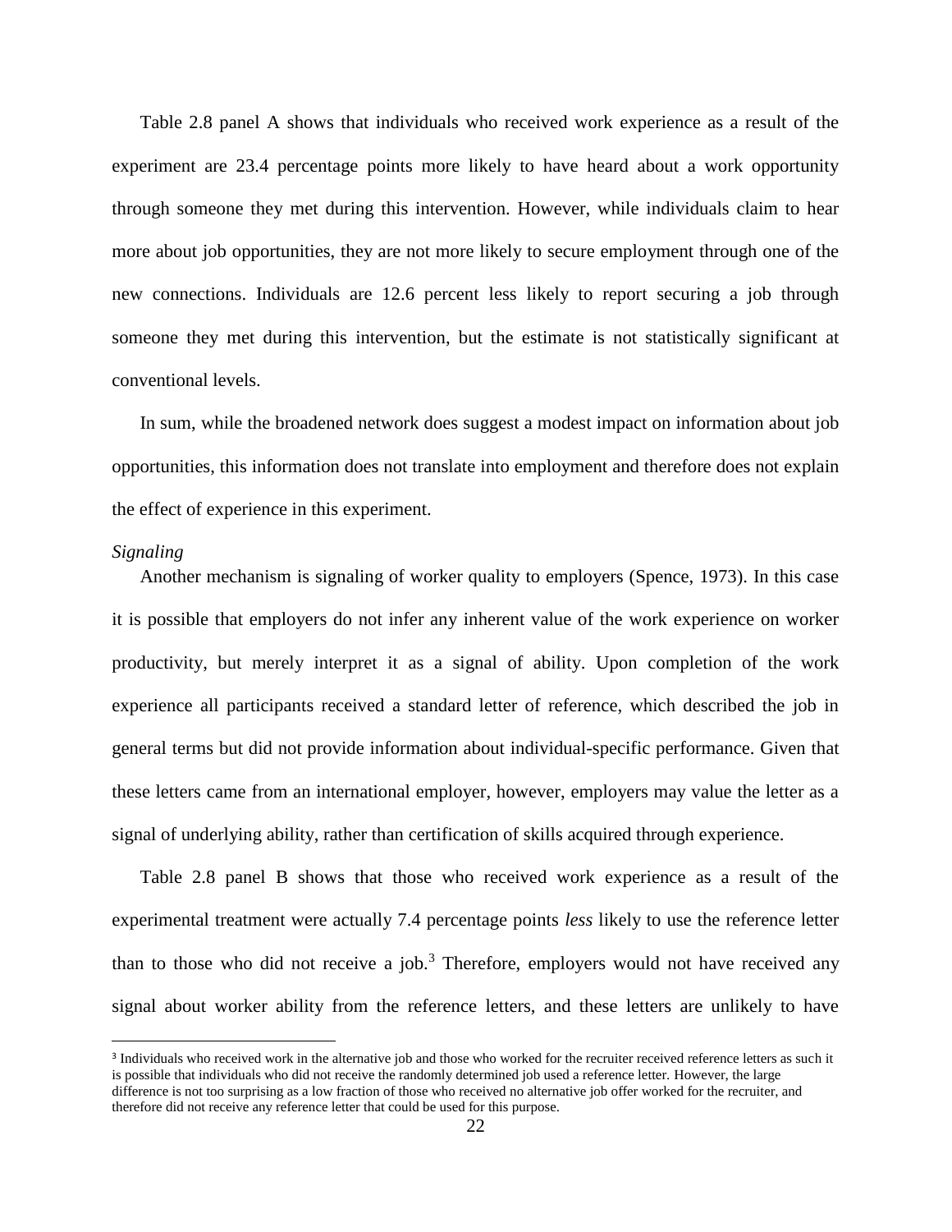Table 2.8 panel A shows that individuals who received work experience as a result of the experiment are 23.4 percentage points more likely to have heard about a work opportunity through someone they met during this intervention. However, while individuals claim to hear more about job opportunities, they are not more likely to secure employment through one of the new connections. Individuals are 12.6 percent less likely to report securing a job through someone they met during this intervention, but the estimate is not statistically significant at conventional levels.

In sum, while the broadened network does suggest a modest impact on information about job opportunities, this information does not translate into employment and therefore does not explain the effect of experience in this experiment.

*Signaling*

Another mechanism is signaling of worker quality to employers (Spence, 1973). In this case it is possible that employers do not infer any inherent value of the work experience on worker productivity, but merely interpret it as a signal of ability. Upon completion of the work experience all participants received a standard letter of reference, which described the job in general terms but did not provide information about individual-specific performance. Given that these letters came from an international employer, however, employers may value the letter as a signal of underlying ability, rather than certification of skills acquired through experience.

Table 2.8 panel B shows that those who received work experience as a result of the experimental treatment were actually 7.4 percentage points *less* likely to use the reference letter than to those who did not receive a job.[3] Therefore, employers would not have received any signal about worker ability from the reference letters, and these letters are unlikely to have

[3] Individuals who received work in the alternative job and those who worked for the recruiter received reference letters as such it is possible that individuals who did not receive the randomly determined job used a reference letter. However, the large difference is not too surprising as a low fraction of those who received no alternative job offer worked for the recruiter, and therefore did not receive any reference letter that could be used for this purpose.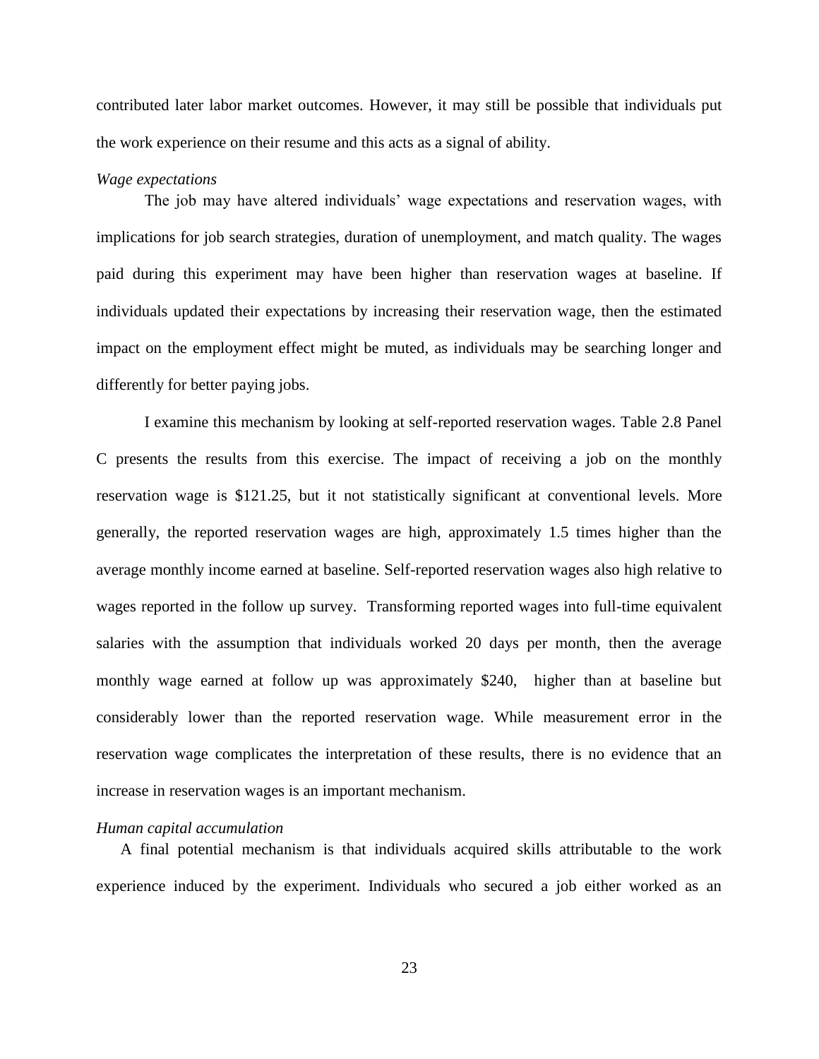contributed later labor market outcomes. However, it may still be possible that individuals put the work experience on their resume and this acts as a signal of ability.

*Wage expectations*

The job may have altered individuals' wage expectations and reservation wages, with implications for job search strategies, duration of unemployment, and match quality. The wages paid during this experiment may have been higher than reservation wages at baseline. If individuals updated their expectations by increasing their reservation wage, then the estimated impact on the employment effect might be muted, as individuals may be searching longer and differently for better paying jobs.

I examine this mechanism by looking at self-reported reservation wages. Table 2.8 Panel C presents the results from this exercise. The impact of receiving a job on the monthly reservation wage is $121.25, but it not statistically significant at conventional levels. More generally, the reported reservation wages are high, approximately 1.5 times higher than the average monthly income earned at baseline. Self-reported reservation wages also high relative to wages reported in the follow up survey. Transforming reported wages into full-time equivalent salaries with the assumption that individuals worked 20 days per month, then the average monthly wage earned at follow up was approximately $240, higher than at baseline but considerably lower than the reported reservation wage. While measurement error in the reservation wage complicates the interpretation of these results, there is no evidence that an increase in reservation wages is an important mechanism.

*Human capital accumulation*

A final potential mechanism is that individuals acquired skills attributable to the work experience induced by the experiment. Individuals who secured a job either worked as an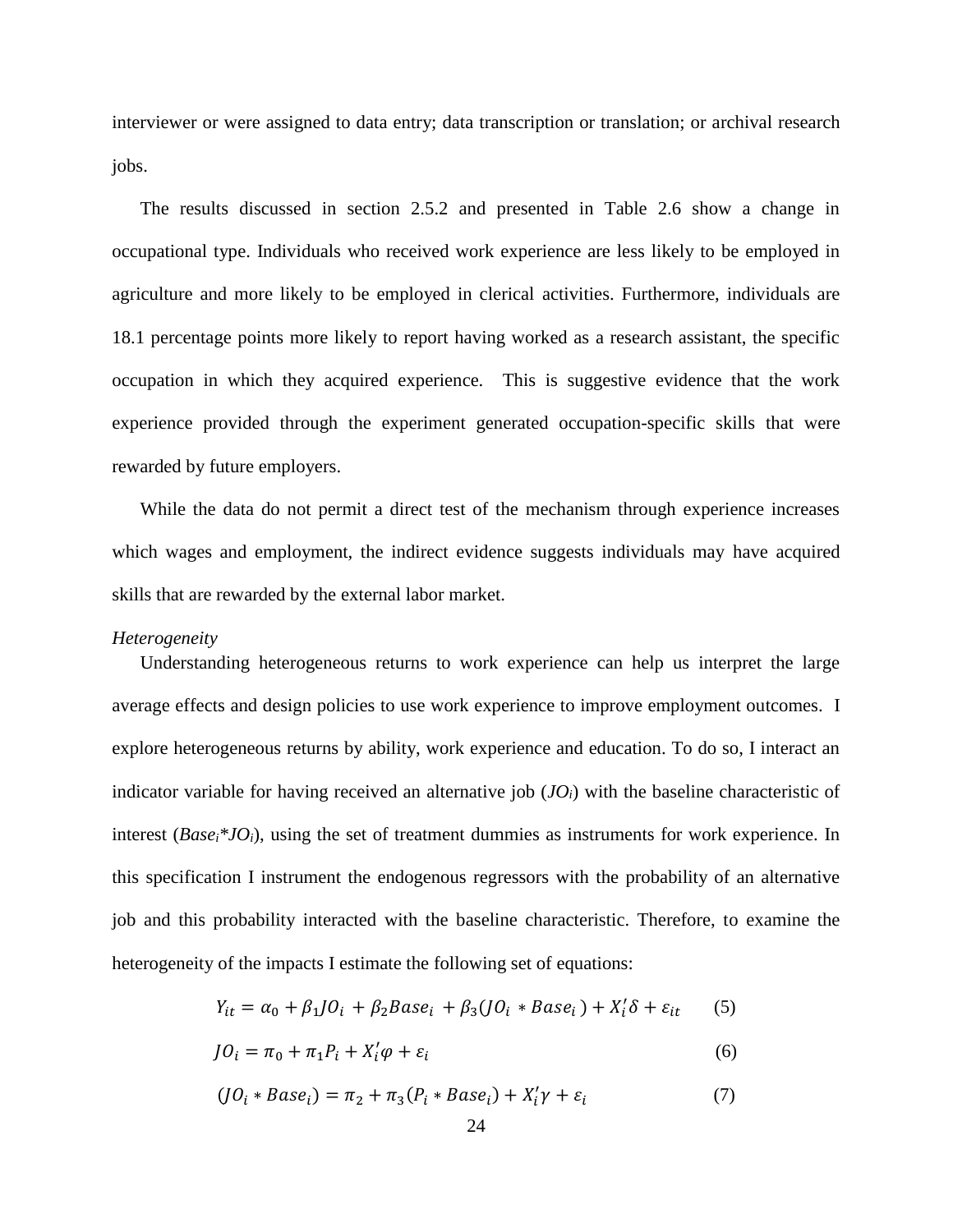interviewer or were assigned to data entry; data transcription or translation; or archival research jobs.

The results discussed in section 2.5.2 and presented in Table 2.6 show a change in occupational type. Individuals who received work experience are less likely to be employed in agriculture and more likely to be employed in clerical activities. Furthermore, individuals are 18.1 percentage points more likely to report having worked as a research assistant, the specific occupation in which they acquired experience. This is suggestive evidence that the work experience provided through the experiment generated occupation-specific skills that were rewarded by future employers.

While the data do not permit a direct test of the mechanism through experience increases which wages and employment, the indirect evidence suggests individuals may have acquired skills that are rewarded by the external labor market.

*Heterogeneity*

Understanding heterogeneous returns to work experience can help us interpret the large average effects and design policies to use work experience to improve employment outcomes. I explore heterogeneous returns by ability, work experience and education. To do so, I interact an indicator variable for having received an alternative job ($JO_i$) with the baseline characteristic of interest ($Base_i*JO_i$), using the set of treatment dummies as instruments for work experience. In this specification I instrument the endogenous regressors with the probability of an alternative job and this probability interacted with the baseline characteristic. Therefore, to examine the heterogeneity of the impacts I estimate the following set of equations:

$$Y_{it} = \alpha_0 + \beta_1 JO_i + \beta_2 Base_i + \beta_3 (JO_i * Base_i) + X_i'\delta + \varepsilon_{it} \qquad (5)$$

$$JO_i = \pi_0 + \pi_1 P_i + X_i'\varphi + \varepsilon_i \qquad (6)$$

$$(JO_i * Base_i) = \pi_2 + \pi_3 (P_i * Base_i) + X_i'\gamma + \varepsilon_i \qquad (7)$$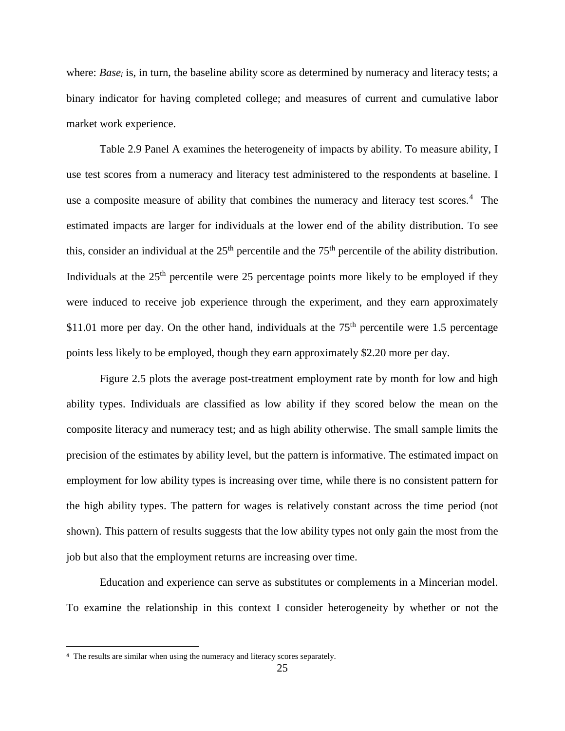where: $Base_i$ is, in turn, the baseline ability score as determined by numeracy and literacy tests; a binary indicator for having completed college; and measures of current and cumulative labor market work experience.

Table 2.9 Panel A examines the heterogeneity of impacts by ability. To measure ability, I use test scores from a numeracy and literacy test administered to the respondents at baseline. I use a composite measure of ability that combines the numeracy and literacy test scores.[4] The estimated impacts are larger for individuals at the lower end of the ability distribution. To see this, consider an individual at the 25th percentile and the 75th percentile of the ability distribution. Individuals at the 25th percentile were 25 percentage points more likely to be employed if they were induced to receive job experience through the experiment, and they earn approximately $11.01 more per day. On the other hand, individuals at the 75th percentile were 1.5 percentage points less likely to be employed, though they earn approximately $2.20 more per day.

Figure 2.5 plots the average post-treatment employment rate by month for low and high ability types. Individuals are classified as low ability if they scored below the mean on the composite literacy and numeracy test; and as high ability otherwise. The small sample limits the precision of the estimates by ability level, but the pattern is informative. The estimated impact on employment for low ability types is increasing over time, while there is no consistent pattern for the high ability types. The pattern for wages is relatively constant across the time period (not shown). This pattern of results suggests that the low ability types not only gain the most from the job but also that the employment returns are increasing over time.

Education and experience can serve as substitutes or complements in a Mincerian model. To examine the relationship in this context I consider heterogeneity by whether or not the

---

[4] The results are similar when using the numeracy and literacy scores separately.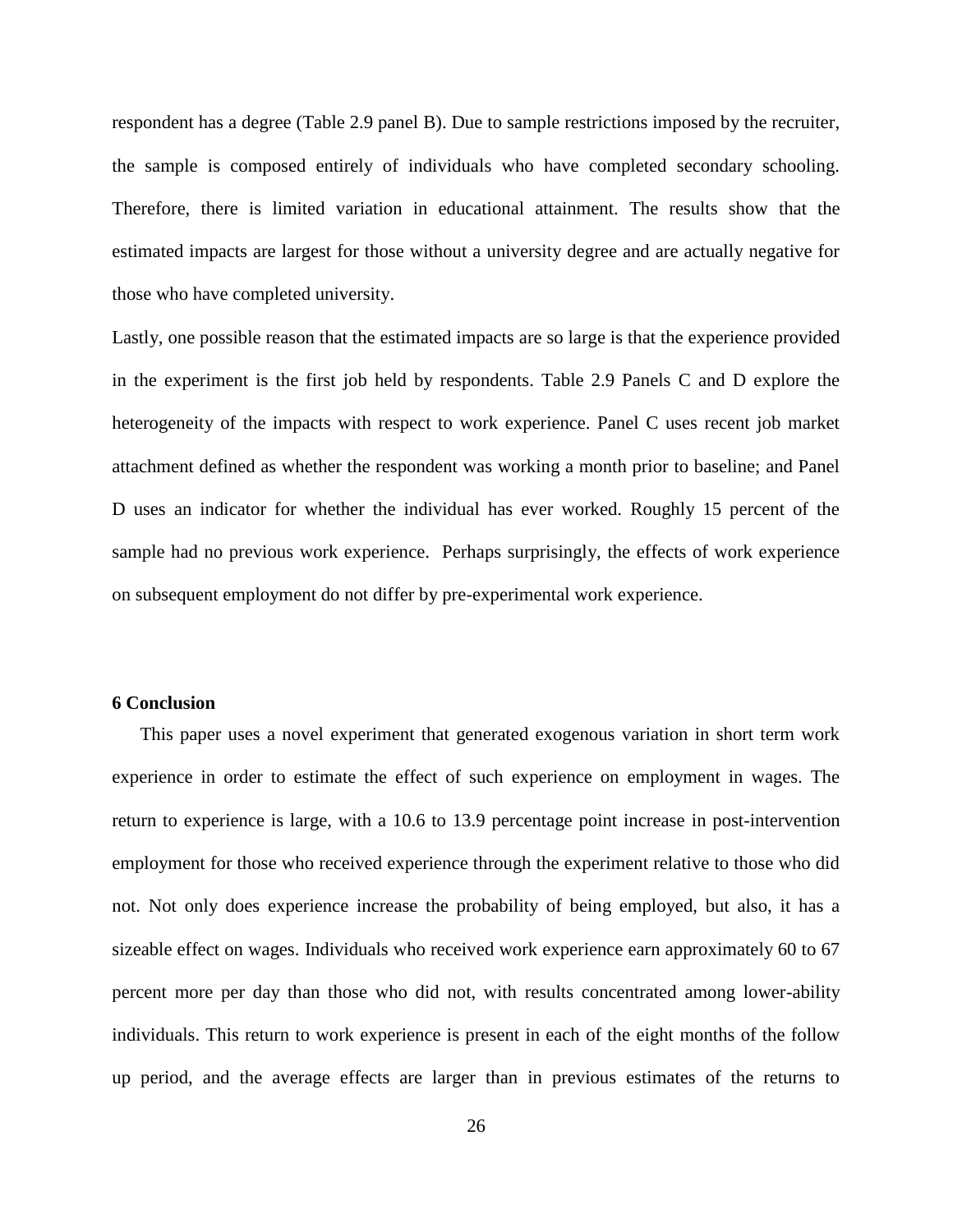respondent has a degree (Table 2.9 panel B). Due to sample restrictions imposed by the recruiter, the sample is composed entirely of individuals who have completed secondary schooling. Therefore, there is limited variation in educational attainment. The results show that the estimated impacts are largest for those without a university degree and are actually negative for those who have completed university.

Lastly, one possible reason that the estimated impacts are so large is that the experience provided in the experiment is the first job held by respondents. Table 2.9 Panels C and D explore the heterogeneity of the impacts with respect to work experience. Panel C uses recent job market attachment defined as whether the respondent was working a month prior to baseline; and Panel D uses an indicator for whether the individual has ever worked. Roughly 15 percent of the sample had no previous work experience. Perhaps surprisingly, the effects of work experience on subsequent employment do not differ by pre-experimental work experience.

## 6 Conclusion

This paper uses a novel experiment that generated exogenous variation in short term work experience in order to estimate the effect of such experience on employment in wages. The return to experience is large, with a 10.6 to 13.9 percentage point increase in post-intervention employment for those who received experience through the experiment relative to those who did not. Not only does experience increase the probability of being employed, but also, it has a sizeable effect on wages. Individuals who received work experience earn approximately 60 to 67 percent more per day than those who did not, with results concentrated among lower-ability individuals. This return to work experience is present in each of the eight months of the follow up period, and the average effects are larger than in previous estimates of the returns to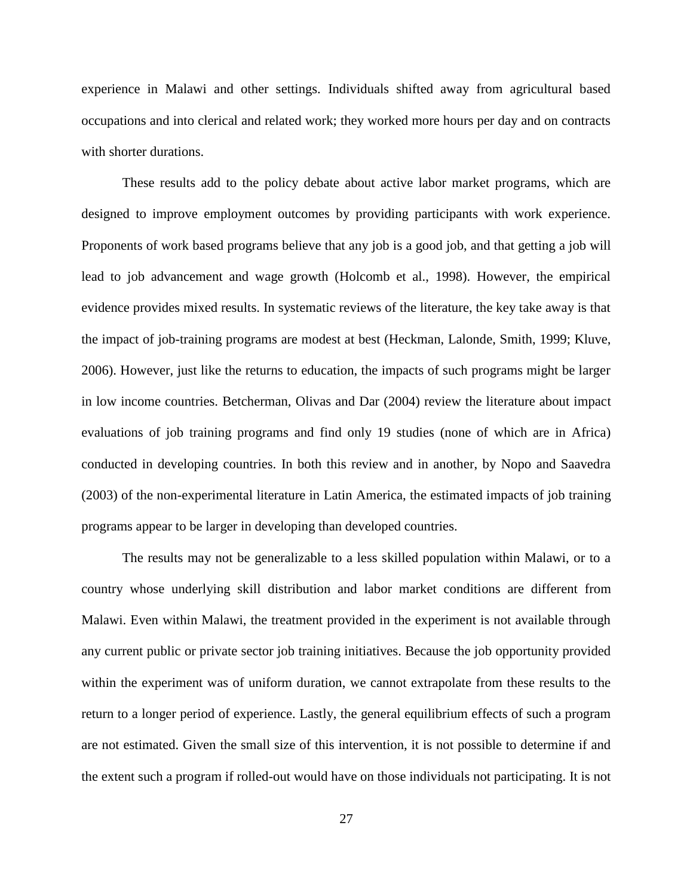experience in Malawi and other settings. Individuals shifted away from agricultural based occupations and into clerical and related work; they worked more hours per day and on contracts with shorter durations.

These results add to the policy debate about active labor market programs, which are designed to improve employment outcomes by providing participants with work experience. Proponents of work based programs believe that any job is a good job, and that getting a job will lead to job advancement and wage growth (Holcomb et al., 1998). However, the empirical evidence provides mixed results. In systematic reviews of the literature, the key take away is that the impact of job-training programs are modest at best (Heckman, Lalonde, Smith, 1999; Kluve, 2006). However, just like the returns to education, the impacts of such programs might be larger in low income countries. Betcherman, Olivas and Dar (2004) review the literature about impact evaluations of job training programs and find only 19 studies (none of which are in Africa) conducted in developing countries. In both this review and in another, by Nopo and Saavedra (2003) of the non-experimental literature in Latin America, the estimated impacts of job training programs appear to be larger in developing than developed countries.

The results may not be generalizable to a less skilled population within Malawi, or to a country whose underlying skill distribution and labor market conditions are different from Malawi. Even within Malawi, the treatment provided in the experiment is not available through any current public or private sector job training initiatives. Because the job opportunity provided within the experiment was of uniform duration, we cannot extrapolate from these results to the return to a longer period of experience. Lastly, the general equilibrium effects of such a program are not estimated. Given the small size of this intervention, it is not possible to determine if and the extent such a program if rolled-out would have on those individuals not participating. It is not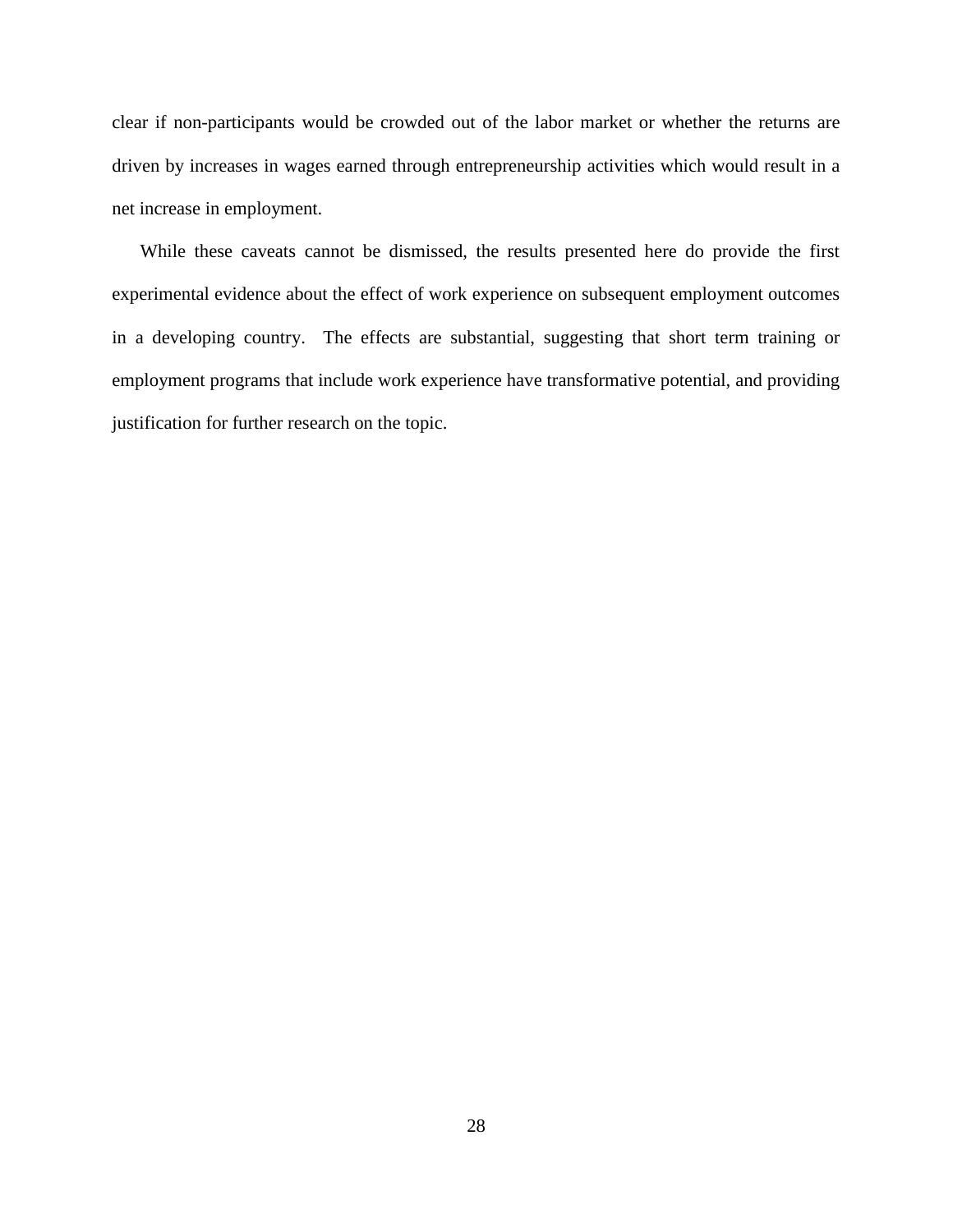clear if non-participants would be crowded out of the labor market or whether the returns are driven by increases in wages earned through entrepreneurship activities which would result in a net increase in employment.

While these caveats cannot be dismissed, the results presented here do provide the first experimental evidence about the effect of work experience on subsequent employment outcomes in a developing country. The effects are substantial, suggesting that short term training or employment programs that include work experience have transformative potential, and providing justification for further research on the topic.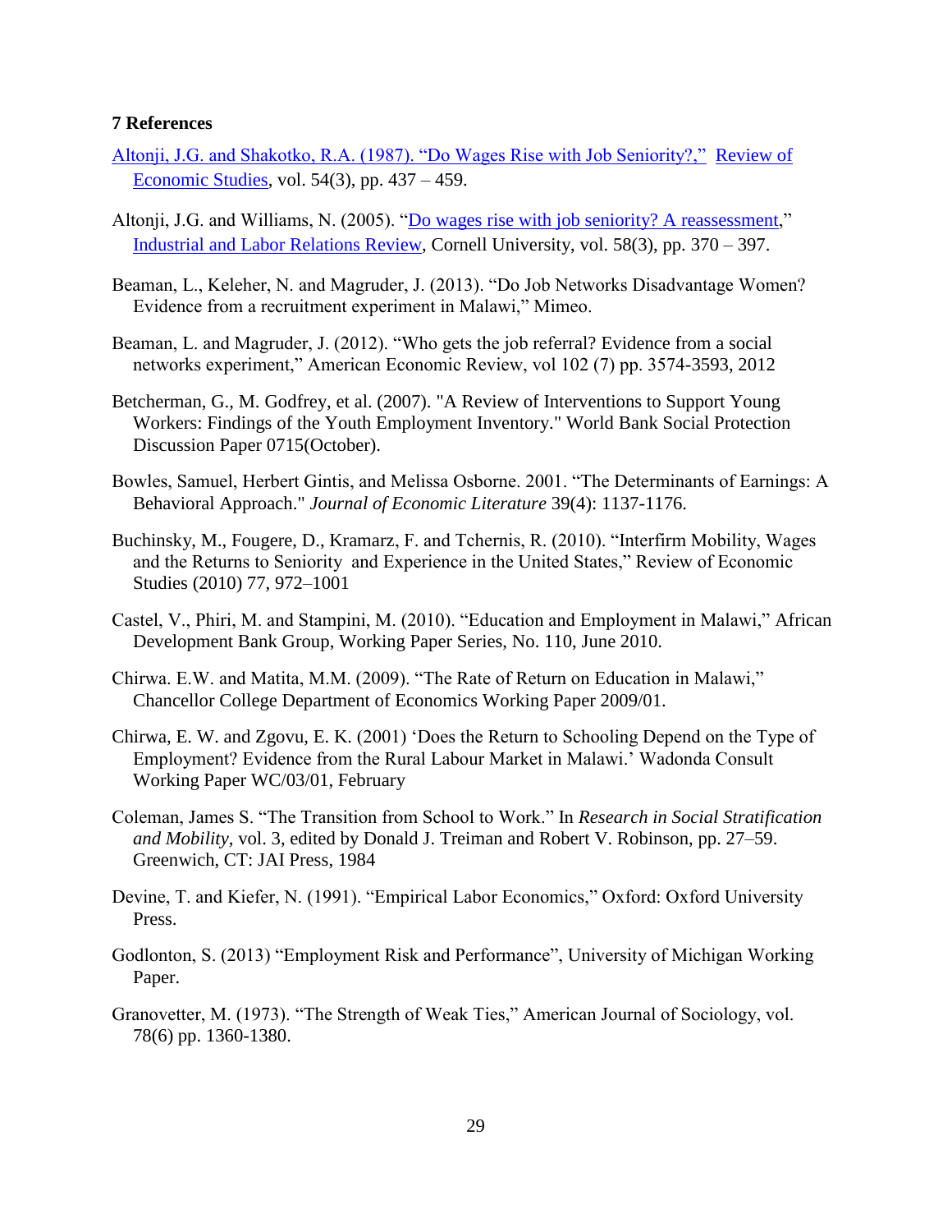## 7 References

Altonji, J.G. and Shakotko, R.A. (1987). "Do Wages Rise with Job Seniority?," Review of Economic Studies, vol. 54(3), pp. 437 – 459.

Altonji, J.G. and Williams, N. (2005). "Do wages rise with job seniority? A reassessment," Industrial and Labor Relations Review, Cornell University, vol. 58(3), pp. 370 – 397.

Beaman, L., Keleher, N. and Magruder, J. (2013). "Do Job Networks Disadvantage Women? Evidence from a recruitment experiment in Malawi," Mimeo.

Beaman, L. and Magruder, J. (2012). "Who gets the job referral? Evidence from a social networks experiment," American Economic Review, vol 102 (7) pp. 3574-3593, 2012

Betcherman, G., M. Godfrey, et al. (2007). "A Review of Interventions to Support Young Workers: Findings of the Youth Employment Inventory." World Bank Social Protection Discussion Paper 0715(October).

Bowles, Samuel, Herbert Gintis, and Melissa Osborne. 2001. "The Determinants of Earnings: A Behavioral Approach." *Journal of Economic Literature* 39(4): 1137-1176.

Buchinsky, M., Fougere, D., Kramarz, F. and Tchernis, R. (2010). "Interfirm Mobility, Wages and the Returns to Seniority and Experience in the United States," Review of Economic Studies (2010) 77, 972–1001

Castel, V., Phiri, M. and Stampini, M. (2010). "Education and Employment in Malawi," African Development Bank Group, Working Paper Series, No. 110, June 2010.

Chirwa. E.W. and Matita, M.M. (2009). "The Rate of Return on Education in Malawi," Chancellor College Department of Economics Working Paper 2009/01.

Chirwa, E. W. and Zgovu, E. K. (2001) 'Does the Return to Schooling Depend on the Type of Employment? Evidence from the Rural Labour Market in Malawi.' Wadonda Consult Working Paper WC/03/01, February

Coleman, James S. "The Transition from School to Work." In *Research in Social Stratification and Mobility*, vol. 3, edited by Donald J. Treiman and Robert V. Robinson, pp. 27–59. Greenwich, CT: JAI Press, 1984

Devine, T. and Kiefer, N. (1991). "Empirical Labor Economics," Oxford: Oxford University Press.

Godlonton, S. (2013) "Employment Risk and Performance", University of Michigan Working Paper.

Granovetter, M. (1973). "The Strength of Weak Ties," American Journal of Sociology, vol. 78(6) pp. 1360-1380.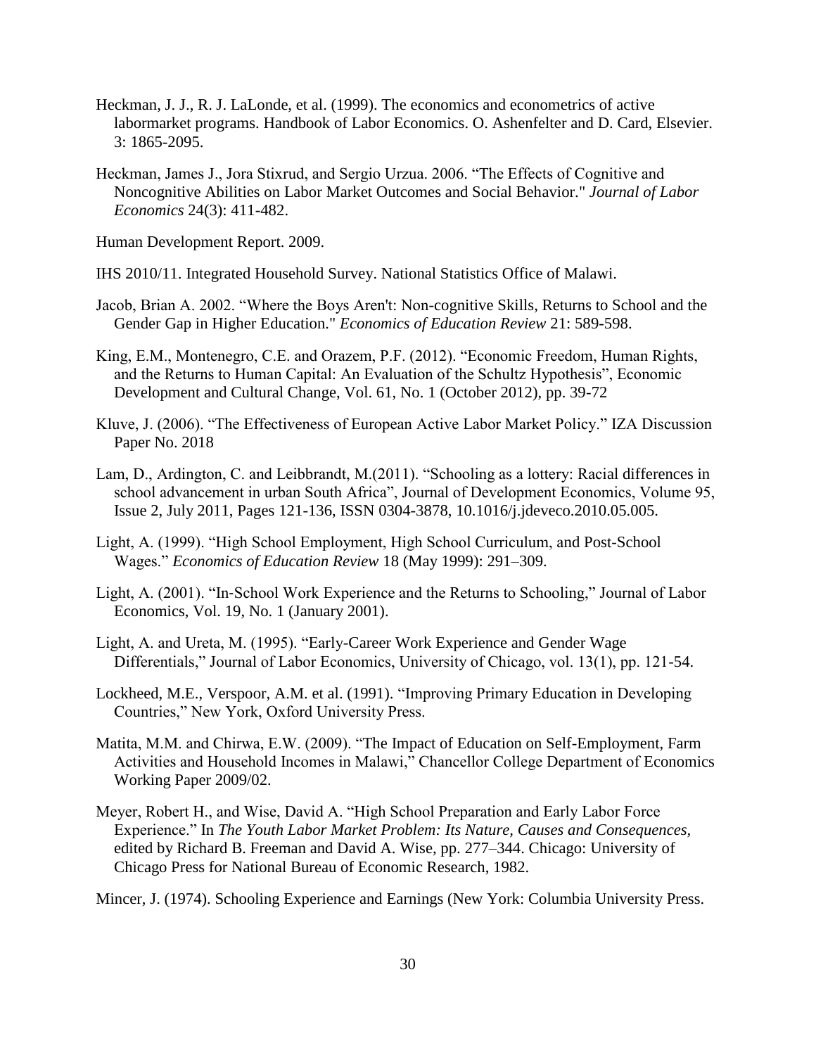Heckman, J. J., R. J. LaLonde, et al. (1999). The economics and econometrics of active labormarket programs. Handbook of Labor Economics. O. Ashenfelter and D. Card, Elsevier. 3: 1865-2095.

Heckman, James J., Jora Stixrud, and Sergio Urzua. 2006. "The Effects of Cognitive and Noncognitive Abilities on Labor Market Outcomes and Social Behavior." *Journal of Labor Economics* 24(3): 411-482.

Human Development Report. 2009.

IHS 2010/11. Integrated Household Survey. National Statistics Office of Malawi.

Jacob, Brian A. 2002. "Where the Boys Aren't: Non-cognitive Skills, Returns to School and the Gender Gap in Higher Education." *Economics of Education Review* 21: 589-598.

King, E.M., Montenegro, C.E. and Orazem, P.F. (2012). "Economic Freedom, Human Rights, and the Returns to Human Capital: An Evaluation of the Schultz Hypothesis", Economic Development and Cultural Change, Vol. 61, No. 1 (October 2012), pp. 39-72

Kluve, J. (2006). "The Effectiveness of European Active Labor Market Policy." IZA Discussion Paper No. 2018

Lam, D., Ardington, C. and Leibbrandt, M.(2011). "Schooling as a lottery: Racial differences in school advancement in urban South Africa", Journal of Development Economics, Volume 95, Issue 2, July 2011, Pages 121-136, ISSN 0304-3878, 10.1016/j.jdeveco.2010.05.005.

Light, A. (1999). "High School Employment, High School Curriculum, and Post-School Wages." *Economics of Education Review* 18 (May 1999): 291–309.

Light, A. (2001). "In-School Work Experience and the Returns to Schooling," Journal of Labor Economics, Vol. 19, No. 1 (January 2001).

Light, A. and Ureta, M. (1995). "Early-Career Work Experience and Gender Wage Differentials," Journal of Labor Economics, University of Chicago, vol. 13(1), pp. 121-54.

Lockheed, M.E., Verspoor, A.M. et al. (1991). "Improving Primary Education in Developing Countries," New York, Oxford University Press.

Matita, M.M. and Chirwa, E.W. (2009). "The Impact of Education on Self-Employment, Farm Activities and Household Incomes in Malawi," Chancellor College Department of Economics Working Paper 2009/02.

Meyer, Robert H., and Wise, David A. "High School Preparation and Early Labor Force Experience." In *The Youth Labor Market Problem: Its Nature, Causes and Consequences,* edited by Richard B. Freeman and David A. Wise, pp. 277–344. Chicago: University of Chicago Press for National Bureau of Economic Research, 1982.

Mincer, J. (1974). Schooling Experience and Earnings (New York: Columbia University Press.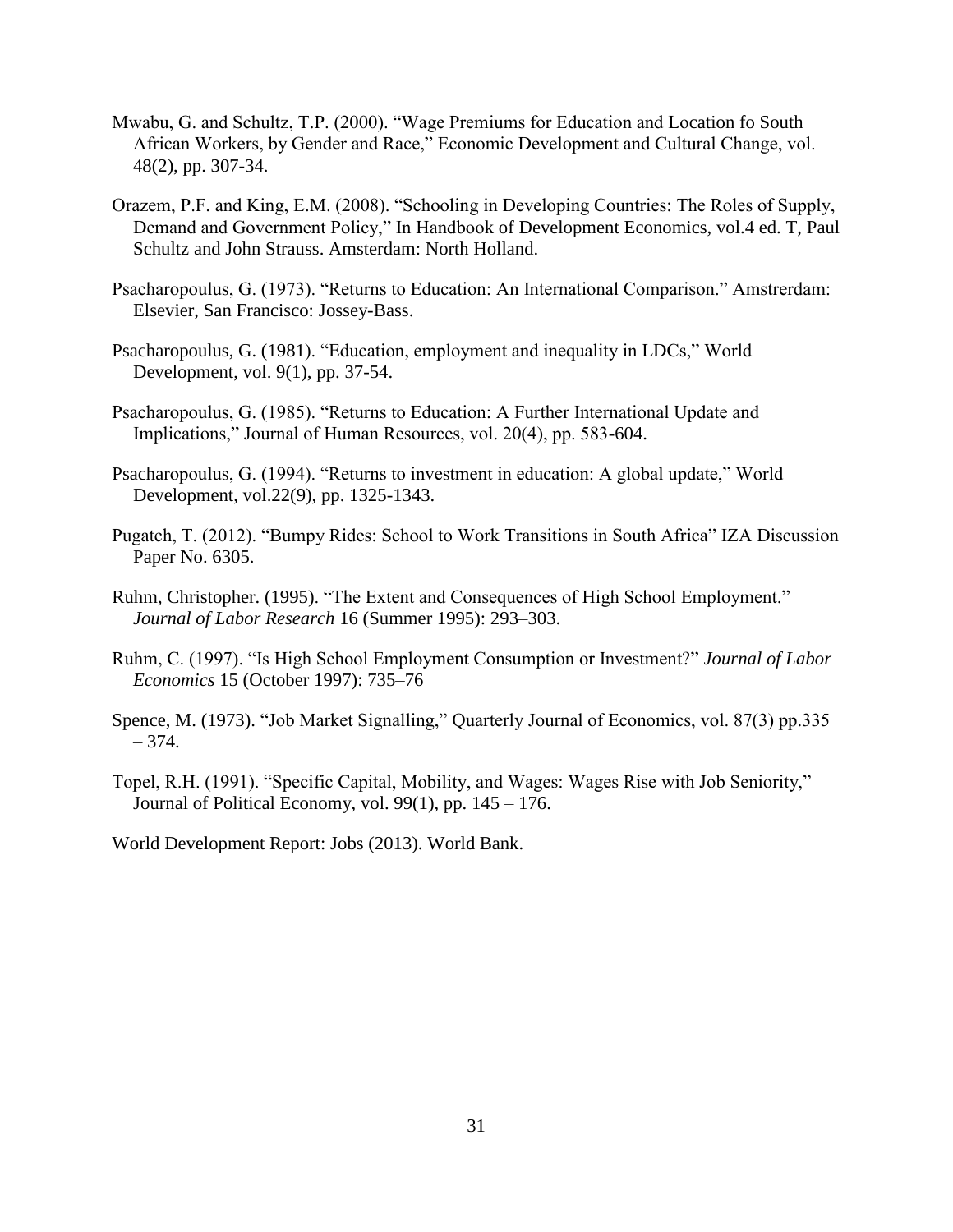Mwabu, G. and Schultz, T.P. (2000). "Wage Premiums for Education and Location fo South African Workers, by Gender and Race," Economic Development and Cultural Change, vol. 48(2), pp. 307-34.

Orazem, P.F. and King, E.M. (2008). "Schooling in Developing Countries: The Roles of Supply, Demand and Government Policy," In Handbook of Development Economics, vol.4 ed. T, Paul Schultz and John Strauss. Amsterdam: North Holland.

Psacharopoulus, G. (1973). "Returns to Education: An International Comparison." Amstrerdam: Elsevier, San Francisco: Jossey-Bass.

Psacharopoulus, G. (1981). "Education, employment and inequality in LDCs," World Development, vol. 9(1), pp. 37-54.

Psacharopoulus, G. (1985). "Returns to Education: A Further International Update and Implications," Journal of Human Resources, vol. 20(4), pp. 583-604.

Psacharopoulus, G. (1994). "Returns to investment in education: A global update," World Development, vol.22(9), pp. 1325-1343.

Pugatch, T. (2012). "Bumpy Rides: School to Work Transitions in South Africa" IZA Discussion Paper No. 6305.

Ruhm, Christopher. (1995). "The Extent and Consequences of High School Employment." *Journal of Labor Research* 16 (Summer 1995): 293–303.

Ruhm, C. (1997). "Is High School Employment Consumption or Investment?" *Journal of Labor Economics* 15 (October 1997): 735–76

Spence, M. (1973). "Job Market Signalling," Quarterly Journal of Economics, vol. 87(3) pp.335 – 374.

Topel, R.H. (1991). "Specific Capital, Mobility, and Wages: Wages Rise with Job Seniority," Journal of Political Economy, vol. 99(1), pp. 145 – 176.

World Development Report: Jobs (2013). World Bank.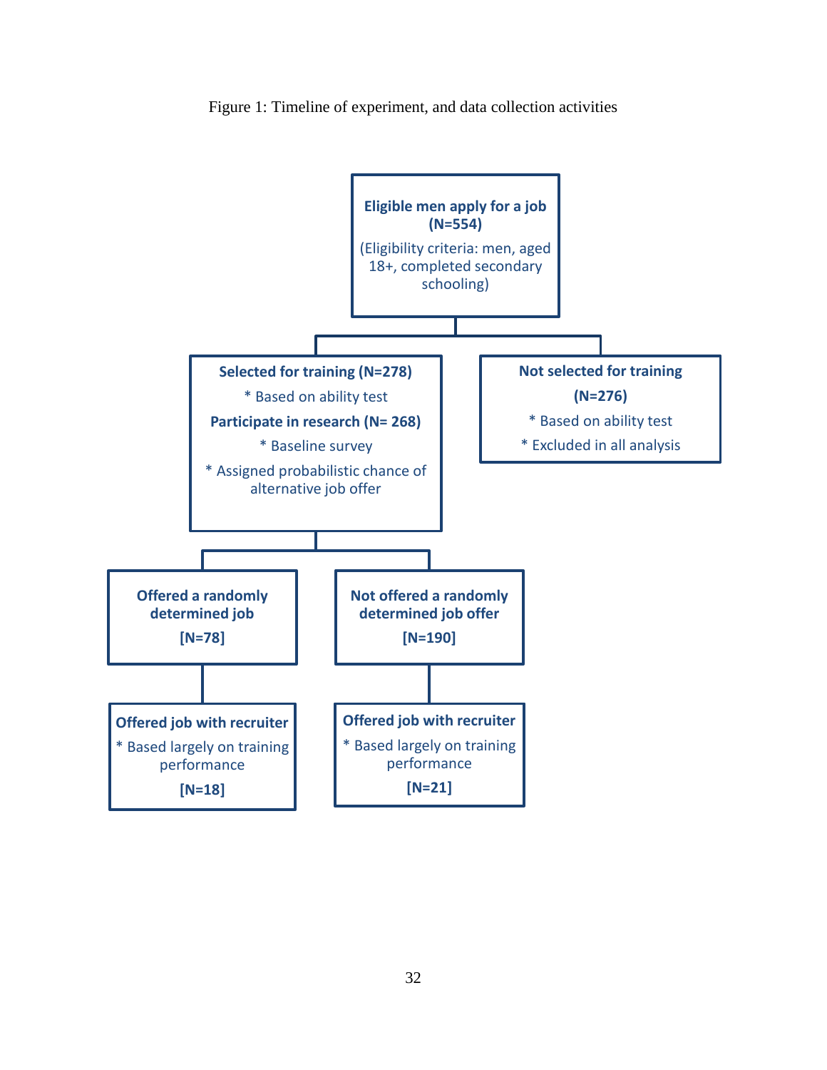Figure 1: Timeline of experiment, and data collection activities

**Eligible men apply for a job (N=554)**

(Eligibility criteria: men, aged 18+, completed secondary schooling)

**Selected for training (N=278)**

* Based on ability test

**Participate in research (N= 268)**

* Baseline survey
* Assigned probabilistic chance of alternative job offer

**Not selected for training (N=276)**

* Based on ability test
* Excluded in all analysis

**Offered a randomly determined job [N=78]**

**Offered job with recruiter**

* Based largely on training performance

**[N=18]**

**Not offered a randomly determined job offer [N=190]**

**Offered job with recruiter**

* Based largely on training performance

**[N=21]**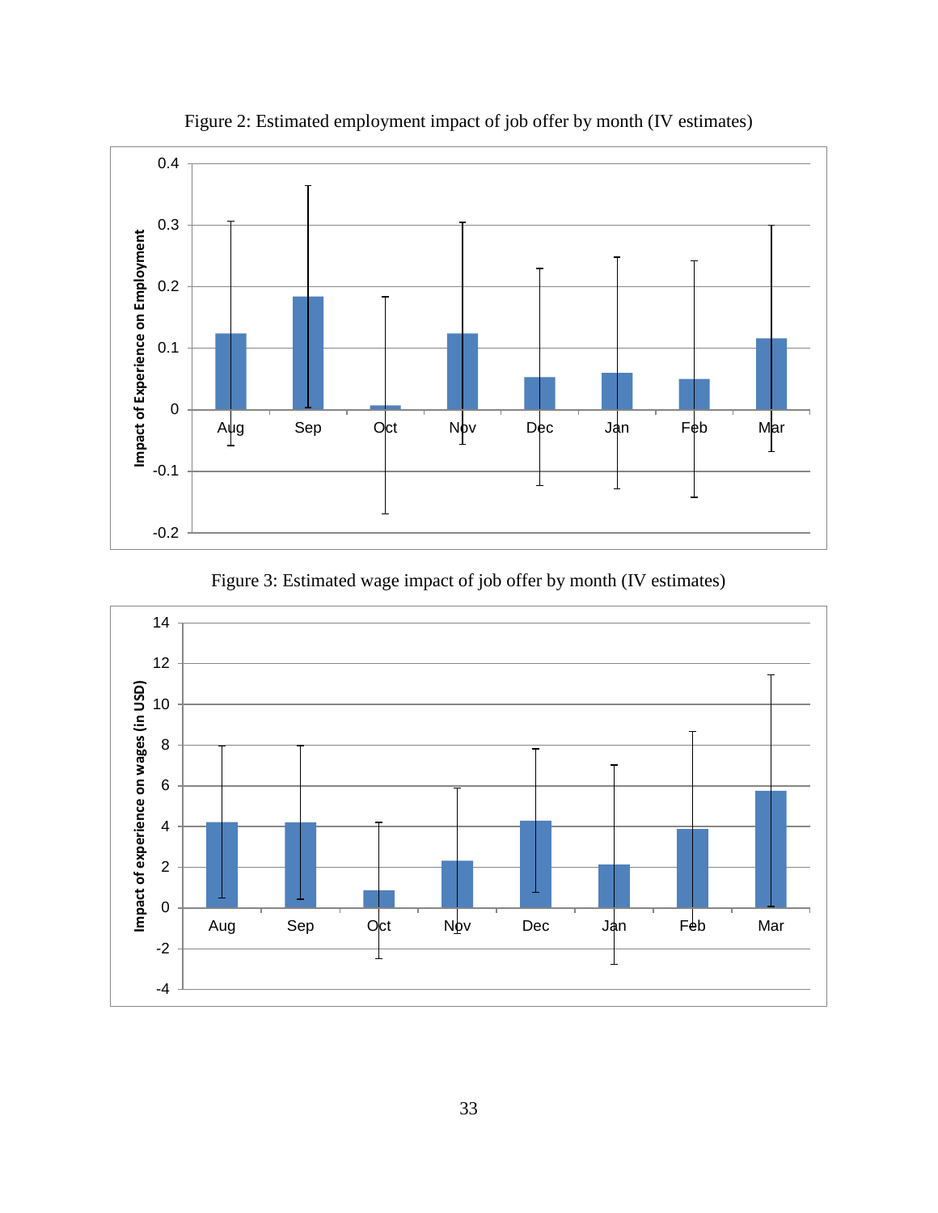Figure 2: Estimated employment impact of job offer by month (IV estimates)

Figure 3: Estimated wage impact of job offer by month (IV estimates)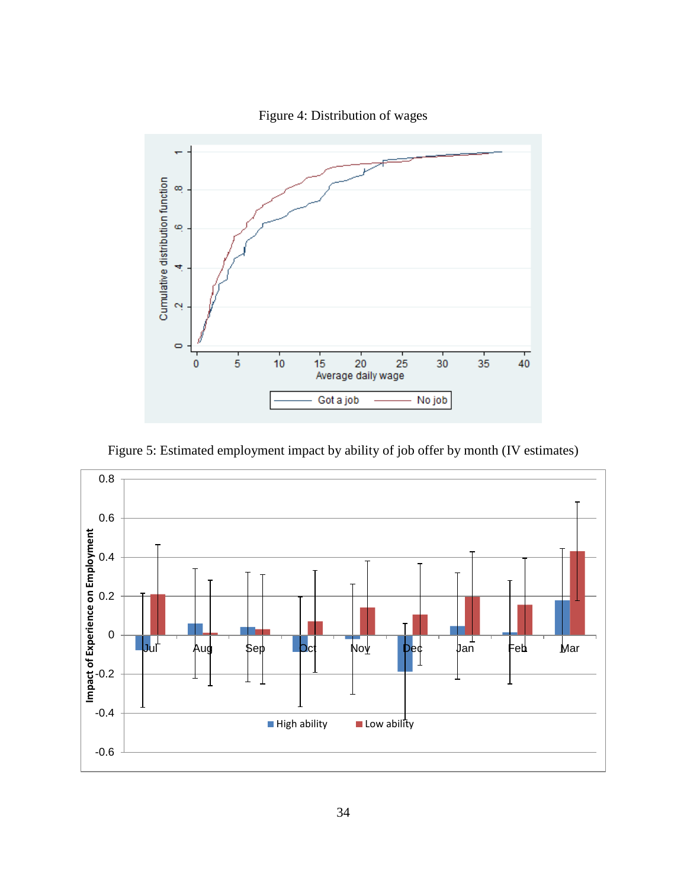Figure 4: Distribution of wages

Figure 5: Estimated employment impact by ability of job offer by month (IV estimates)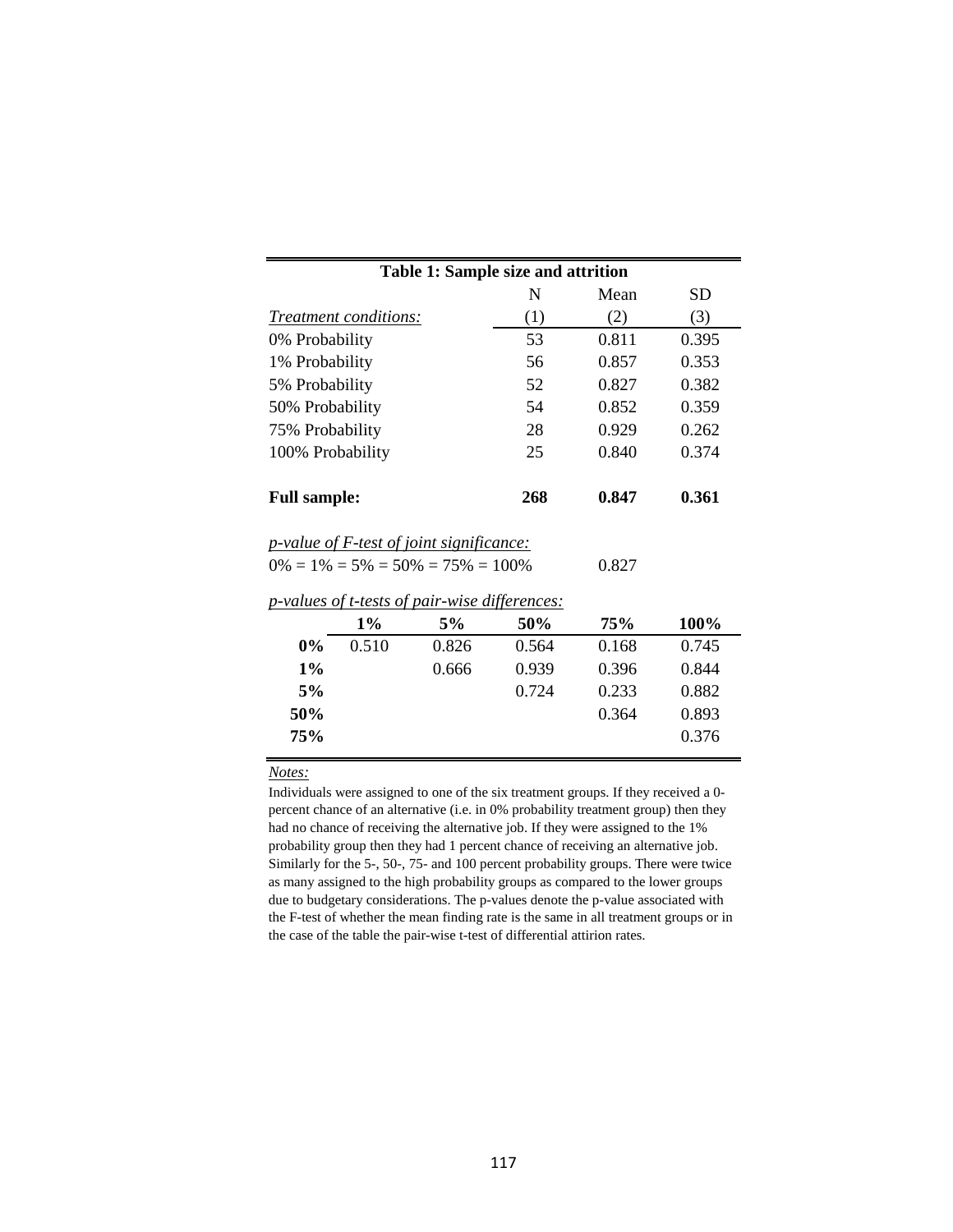**Table 1: Sample size and attrition**

| *Treatment conditions:* | N (1) | Mean (2) | SD (3) |
|---|---|---|---|
| 0% Probability | 53 | 0.811 | 0.395 |
| 1% Probability | 56 | 0.857 | 0.353 |
| 5% Probability | 52 | 0.827 | 0.382 |
| 50% Probability | 54 | 0.852 | 0.359 |
| 75% Probability | 28 | 0.929 | 0.262 |
| 100% Probability | 25 | 0.840 | 0.374 |
| **Full sample:** | **268** | **0.847** | **0.361** |

*p-value of F-test of joint significance:*

| | |
|---|---|
| 0% = 1% = 5% = 50% = 75% = 100% | 0.827 |

*p-values of t-tests of pair-wise differences:*

| | 1% | 5% | 50% | 75% | 100% |
|---|---|---|---|---|---|
| **0%** | 0.510 | 0.826 | 0.564 | 0.168 | 0.745 |
| **1%** | | 0.666 | 0.939 | 0.396 | 0.844 |
| **5%** | | | 0.724 | 0.233 | 0.882 |
| **50%** | | | | 0.364 | 0.893 |
| **75%** | | | | | 0.376 |

*Notes:*

Individuals were assigned to one of the six treatment groups. If they received a 0-percent chance of an alternative (i.e. in 0% probability treatment group) then they had no chance of receiving the alternative job. If they were assigned to the 1% probability group then they had 1 percent chance of receiving an alternative job. Similarly for the 5-, 50-, 75- and 100 percent probability groups. There were twice as many assigned to the high probability groups as compared to the lower groups due to budgetary considerations. The p-values denote the p-value associated with the F-test of whether the mean finding rate is the same in all treatment groups or in the case of the table the pair-wise t-test of differential attirion rates.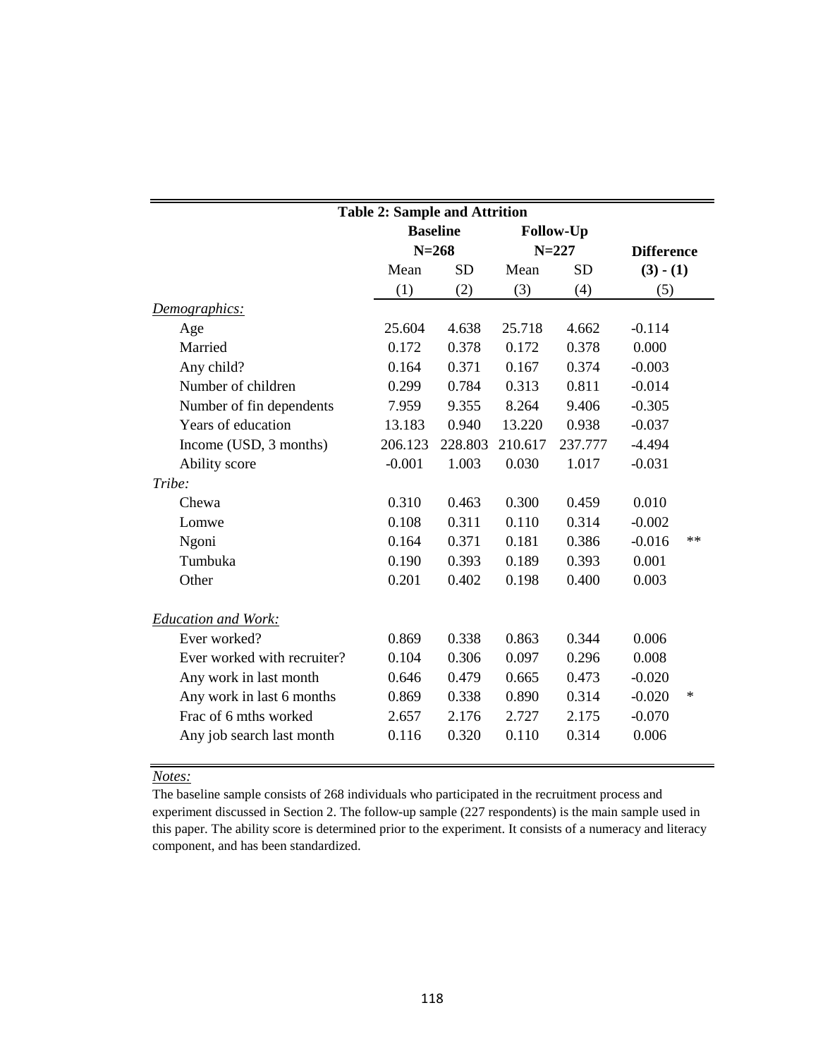**Table 2: Sample and Attrition**

| | Baseline | | Follow-Up | | Difference | |
|---|---|---|---|---|---|---|
| | N=268 | | N=227 | | | |
| | Mean | SD | Mean | SD | (3) - (1) | |
| | (1) | (2) | (3) | (4) | (5) | |
| *Demographics:* | | | | | | |
| Age | 25.604 | 4.638 | 25.718 | 4.662 | -0.114 | |
| Married | 0.172 | 0.378 | 0.172 | 0.378 | 0.000 | |
| Any child? | 0.164 | 0.371 | 0.167 | 0.374 | -0.003 | |
| Number of children | 0.299 | 0.784 | 0.313 | 0.811 | -0.014 | |
| Number of fin dependents | 7.959 | 9.355 | 8.264 | 9.406 | -0.305 | |
| Years of education | 13.183 | 0.940 | 13.220 | 0.938 | -0.037 | |
| Income (USD, 3 months) | 206.123 | 228.803 | 210.617 | 237.777 | -4.494 | |
| Ability score | -0.001 | 1.003 | 0.030 | 1.017 | -0.031 | |
| *Tribe:* | | | | | | |
| Chewa | 0.310 | 0.463 | 0.300 | 0.459 | 0.010 | |
| Lomwe | 0.108 | 0.311 | 0.110 | 0.314 | -0.002 | |
| Ngoni | 0.164 | 0.371 | 0.181 | 0.386 | -0.016 | ** |
| Tumbuka | 0.190 | 0.393 | 0.189 | 0.393 | 0.001 | |
| Other | 0.201 | 0.402 | 0.198 | 0.400 | 0.003 | |
| *Education and Work:* | | | | | | |
| Ever worked? | 0.869 | 0.338 | 0.863 | 0.344 | 0.006 | |
| Ever worked with recruiter? | 0.104 | 0.306 | 0.097 | 0.296 | 0.008 | |
| Any work in last month | 0.646 | 0.479 | 0.665 | 0.473 | -0.020 | |
| Any work in last 6 months | 0.869 | 0.338 | 0.890 | 0.314 | -0.020 | * |
| Frac of 6 mths worked | 2.657 | 2.176 | 2.727 | 2.175 | -0.070 | |
| Any job search last month | 0.116 | 0.320 | 0.110 | 0.314 | 0.006 | |

*Notes:*

The baseline sample consists of 268 individuals who participated in the recruitment process and experiment discussed in Section 2. The follow-up sample (227 respondents) is the main sample used in this paper. The ability score is determined prior to the experiment. It consists of a numeracy and literacy component, and has been standardized.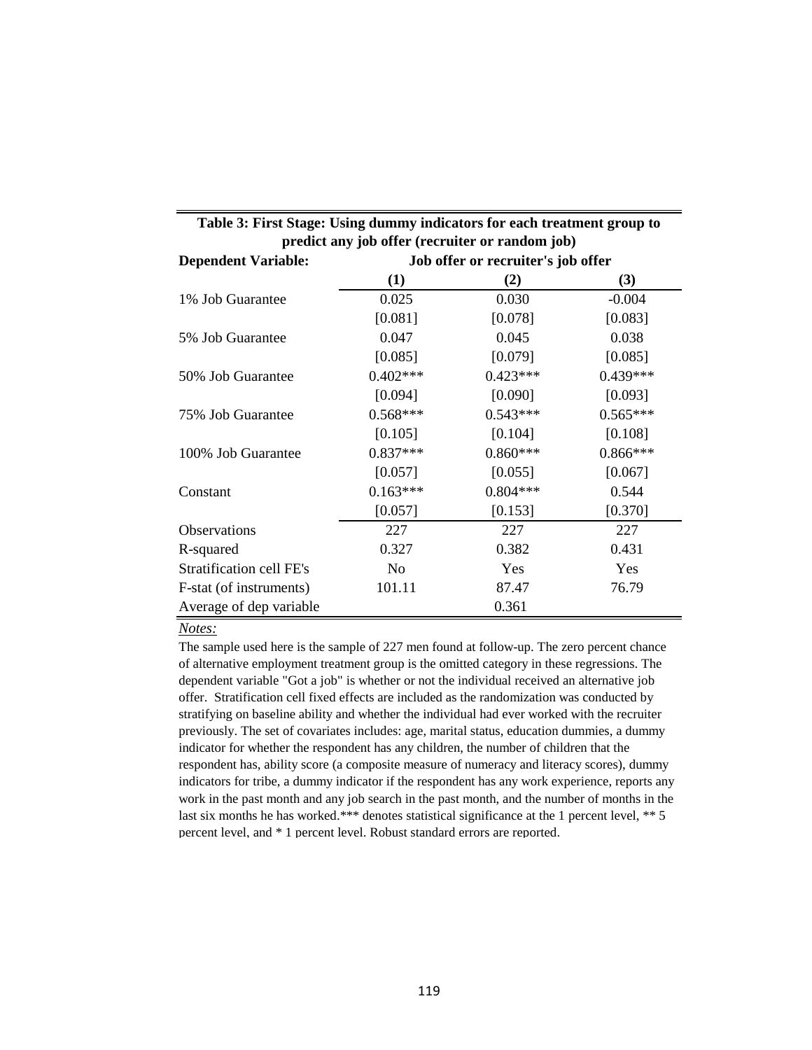**Table 3: First Stage: Using dummy indicators for each treatment group to predict any job offer (recruiter or random job)**

| Dependent Variable: | Job offer or recruiter's job offer | | |
|---|---|---|---|
| | (1) | (2) | (3) |
| 1% Job Guarantee | 0.025 | 0.030 | -0.004 |
| | [0.081] | [0.078] | [0.083] |
| 5% Job Guarantee | 0.047 | 0.045 | 0.038 |
| | [0.085] | [0.079] | [0.085] |
| 50% Job Guarantee | 0.402*** | 0.423*** | 0.439*** |
| | [0.094] | [0.090] | [0.093] |
| 75% Job Guarantee | 0.568*** | 0.543*** | 0.565*** |
| | [0.105] | [0.104] | [0.108] |
| 100% Job Guarantee | 0.837*** | 0.860*** | 0.866*** |
| | [0.057] | [0.055] | [0.067] |
| Constant | 0.163*** | 0.804*** | 0.544 |
| | [0.057] | [0.153] | [0.370] |
| Observations | 227 | 227 | 227 |
| R-squared | 0.327 | 0.382 | 0.431 |
| Stratification cell FE's | No | Yes | Yes |
| F-stat (of instruments) | 101.11 | 87.47 | 76.79 |
| Average of dep variable | | 0.361 | |

*Notes:*

The sample used here is the sample of 227 men found at follow-up. The zero percent chance of alternative employment treatment group is the omitted category in these regressions. The dependent variable "Got a job" is whether or not the individual received an alternative job offer. Stratification cell fixed effects are included as the randomization was conducted by stratifying on baseline ability and whether the individual had ever worked with the recruiter previously. The set of covariates includes: age, marital status, education dummies, a dummy indicator for whether the respondent has any children, the number of children that the respondent has, ability score (a composite measure of numeracy and literacy scores), dummy indicators for tribe, a dummy indicator if the respondent has any work experience, reports any work in the past month and any job search in the past month, and the number of months in the last six months he has worked.*** denotes statistical significance at the 1 percent level, ** 5 percent level, and * 1 percent level. Robust standard errors are reported.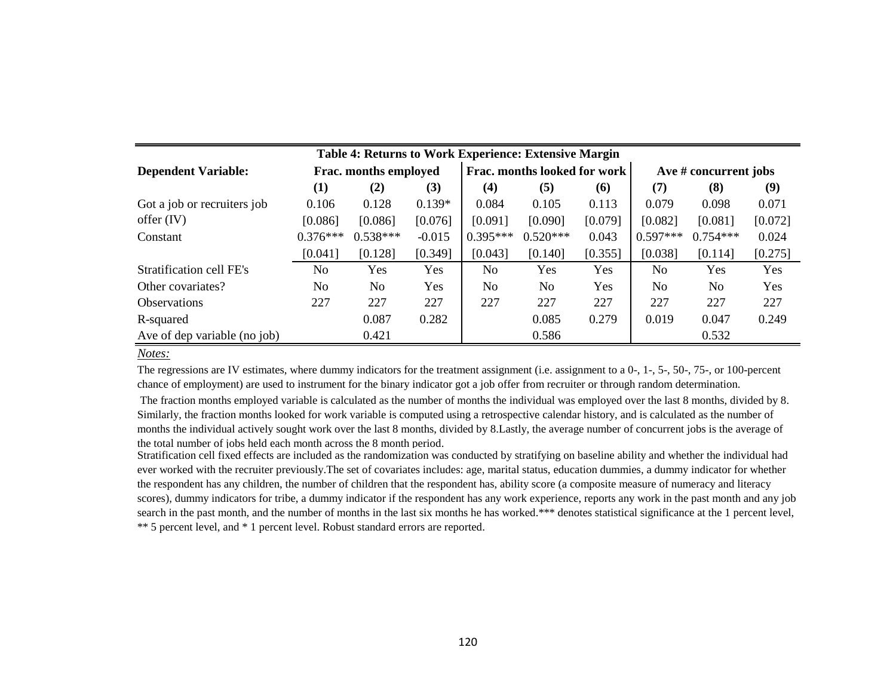**Table 4: Returns to Work Experience: Extensive Margin**

| Dependent Variable: | Frac. months employed | | | Frac. months looked for work | | | Ave # concurrent jobs | | |
|---|---|---|---|---|---|---|---|---|---|
| | (1) | (2) | (3) | (4) | (5) | (6) | (7) | (8) | (9) |
| Got a job or recruiters job | 0.106 | 0.128 | 0.139* | 0.084 | 0.105 | 0.113 | 0.079 | 0.098 | 0.071 |
| offer (IV) | [0.086] | [0.086] | [0.076] | [0.091] | [0.090] | [0.079] | [0.082] | [0.081] | [0.072] |
| Constant | 0.376*** | 0.538*** | -0.015 | 0.395*** | 0.520*** | 0.043 | 0.597*** | 0.754*** | 0.024 |
| | [0.041] | [0.128] | [0.349] | [0.043] | [0.140] | [0.355] | [0.038] | [0.114] | [0.275] |
| Stratification cell FE's | No | Yes | Yes | No | Yes | Yes | No | Yes | Yes |
| Other covariates? | No | No | Yes | No | No | Yes | No | No | Yes |
| Observations | 227 | 227 | 227 | 227 | 227 | 227 | 227 | 227 | 227 |
| R-squared | | 0.087 | 0.282 | | 0.085 | 0.279 | 0.019 | 0.047 | 0.249 |
| Ave of dep variable (no job) | | 0.421 | | | 0.586 | | | 0.532 | |

*Notes:*

The regressions are IV estimates, where dummy indicators for the treatment assignment (i.e. assignment to a 0-, 1-, 5-, 50-, 75-, or 100-percent chance of employment) are used to instrument for the binary indicator got a job offer from recruiter or through random determination.

The fraction months employed variable is calculated as the number of months the individual was employed over the last 8 months, divided by 8. Similarly, the fraction months looked for work variable is computed using a retrospective calendar history, and is calculated as the number of months the individual actively sought work over the last 8 months, divided by 8.Lastly, the average number of concurrent jobs is the average of the total number of jobs held each month across the 8 month period.

Stratification cell fixed effects are included as the randomization was conducted by stratifying on baseline ability and whether the individual had ever worked with the recruiter previously.The set of covariates includes: age, marital status, education dummies, a dummy indicator for whether the respondent has any children, the number of children that the respondent has, ability score (a composite measure of numeracy and literacy scores), dummy indicators for tribe, a dummy indicator if the respondent has any work experience, reports any work in the past month and any job search in the past month, and the number of months in the last six months he has worked.*** denotes statistical significance at the 1 percent level, ** 5 percent level, and * 1 percent level. Robust standard errors are reported.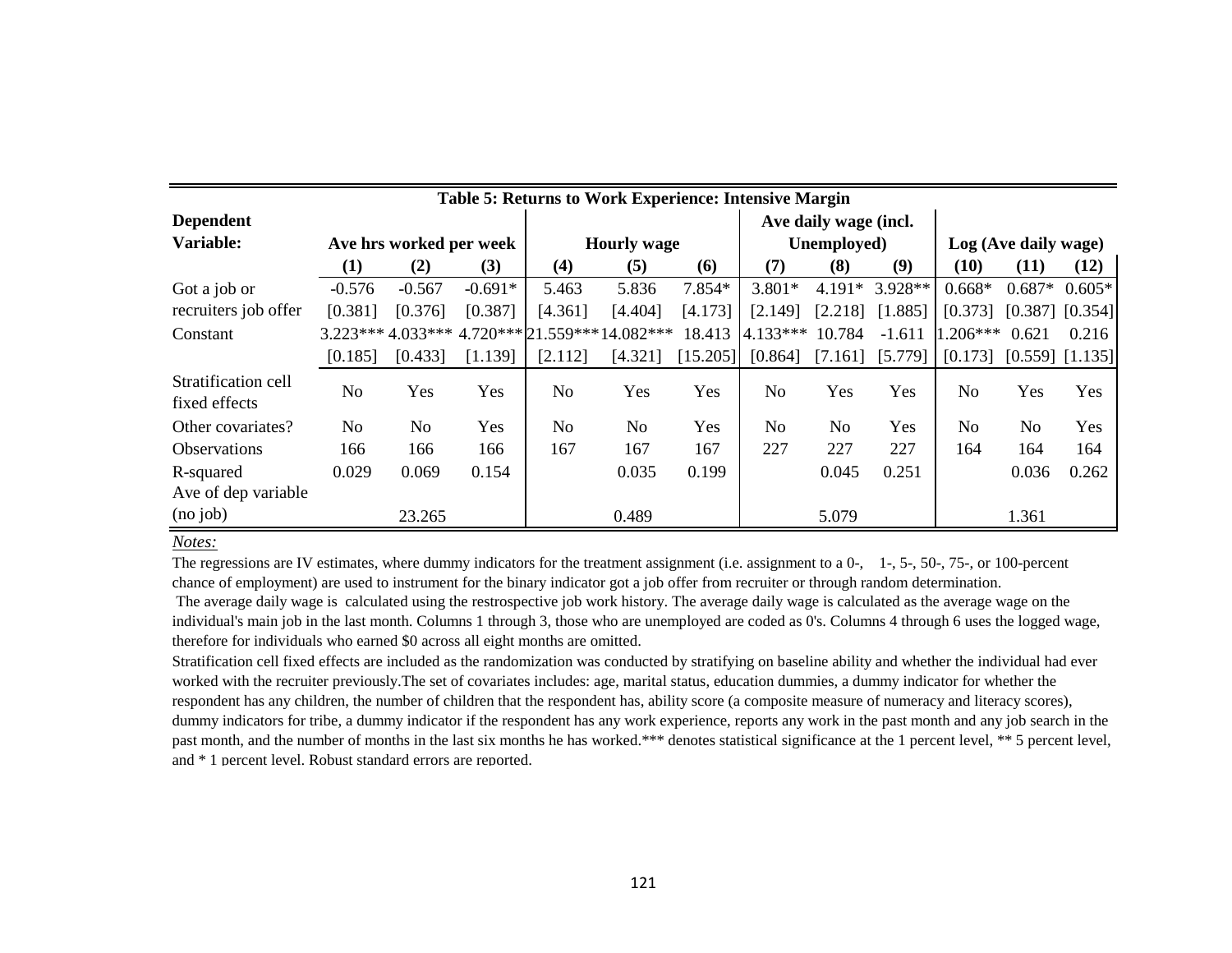**Table 5: Returns to Work Experience: Intensive Margin**

| Dependent Variable: | Ave hrs worked per week | | | Hourly wage | | | Ave daily wage (incl. Unemployed) | | | Log (Ave daily wage) | | |
|---|---|---|---|---|---|---|---|---|---|---|---|---|
| | (1) | (2) | (3) | (4) | (5) | (6) | (7) | (8) | (9) | (10) | (11) | (12) |
| Got a job or | -0.576 | -0.567 | -0.691* | 5.463 | 5.836 | 7.854* | 3.801* | 4.191* | 3.928** | 0.668* | 0.687* | 0.605* |
| recruiters job offer | [0.381] | [0.376] | [0.387] | [4.361] | [4.404] | [4.173] | [2.149] | [2.218] | [1.885] | [0.373] | [0.387] | [0.354] |
| Constant | 3.223*** | 4.033*** | 4.720*** | 21.559*** | 14.082*** | 18.413 | 4.133*** | 10.784 | -1.611 | 1.206*** | 0.621 | 0.216 |
| | [0.185] | [0.433] | [1.139] | [2.112] | [4.321] | [15.205] | [0.864] | [7.161] | [5.779] | [0.173] | [0.559] | [1.135] |
| Stratification cell fixed effects | No | Yes | Yes | No | Yes | Yes | No | Yes | Yes | No | Yes | Yes |
| Other covariates? | No | No | Yes | No | No | Yes | No | No | Yes | No | No | Yes |
| Observations | 166 | 166 | 166 | 167 | 167 | 167 | 227 | 227 | 227 | 164 | 164 | 164 |
| R-squared | 0.029 | 0.069 | 0.154 | | 0.035 | 0.199 | | 0.045 | 0.251 | | 0.036 | 0.262 |
| Ave of dep variable (no job) | | 23.265 | | | 0.489 | | | 5.079 | | | 1.361 | |

*Notes:*

The regressions are IV estimates, where dummy indicators for the treatment assignment (i.e. assignment to a 0-, 1-, 5-, 50-, 75-, or 100-percent chance of employment) are used to instrument for the binary indicator got a job offer from recruiter or through random determination.

The average daily wage is calculated using the restrospective job work history. The average daily wage is calculated as the average wage on the individual's main job in the last month. Columns 1 through 3, those who are unemployed are coded as 0's. Columns 4 through 6 uses the logged wage, therefore for individuals who earned $0 across all eight months are omitted.

Stratification cell fixed effects are included as the randomization was conducted by stratifying on baseline ability and whether the individual had ever worked with the recruiter previously.The set of covariates includes: age, marital status, education dummies, a dummy indicator for whether the respondent has any children, the number of children that the respondent has, ability score (a composite measure of numeracy and literacy scores), dummy indicators for tribe, a dummy indicator if the respondent has any work experience, reports any work in the past month and any job search in the past month, and the number of months in the last six months he has worked.*** denotes statistical significance at the 1 percent level, ** 5 percent level, and * 1 percent level. Robust standard errors are reported.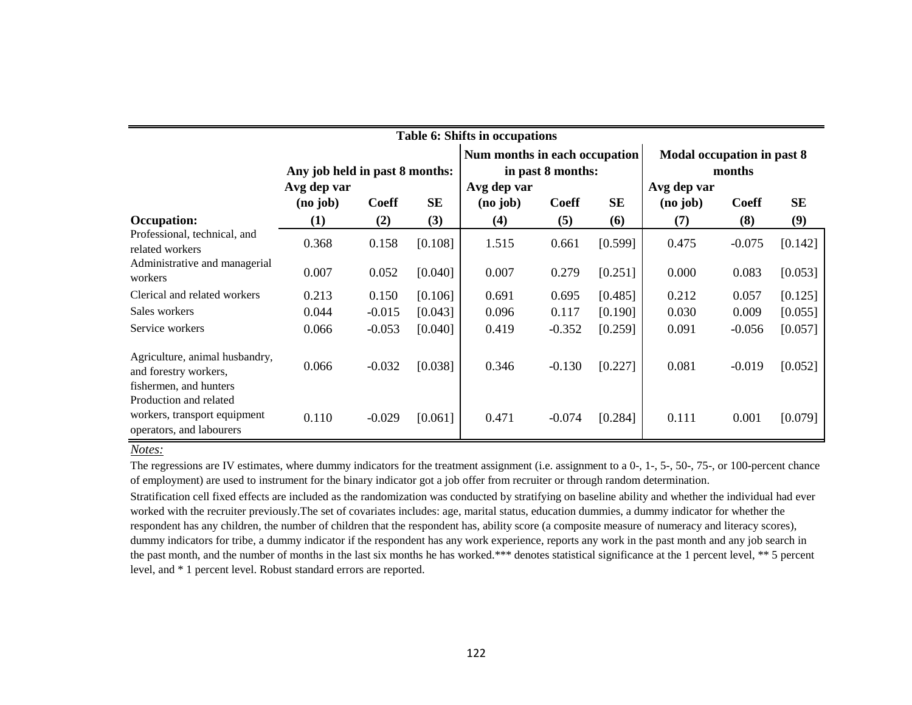**Table 6: Shifts in occupations**

| | Any job held in past 8 months: | | | Num months in each occupation in past 8 months: | | | Modal occupation in past 8 months | | |
|---|---|---|---|---|---|---|---|---|---|
| | Avg dep var (no job) | Coeff | SE | Avg dep var (no job) | Coeff | SE | Avg dep var (no job) | Coeff | SE |
| **Occupation:** | **(1)** | **(2)** | **(3)** | **(4)** | **(5)** | **(6)** | **(7)** | **(8)** | **(9)** |
| Professional, technical, and related workers | 0.368 | 0.158 | [0.108] | 1.515 | 0.661 | [0.599] | 0.475 | -0.075 | [0.142] |
| Administrative and managerial workers | 0.007 | 0.052 | [0.040] | 0.007 | 0.279 | [0.251] | 0.000 | 0.083 | [0.053] |
| Clerical and related workers | 0.213 | 0.150 | [0.106] | 0.691 | 0.695 | [0.485] | 0.212 | 0.057 | [0.125] |
| Sales workers | 0.044 | -0.015 | [0.043] | 0.096 | 0.117 | [0.190] | 0.030 | 0.009 | [0.055] |
| Service workers | 0.066 | -0.053 | [0.040] | 0.419 | -0.352 | [0.259] | 0.091 | -0.056 | [0.057] |
| Agriculture, animal husbandry, and forestry workers, fishermen, and hunters | 0.066 | -0.032 | [0.038] | 0.346 | -0.130 | [0.227] | 0.081 | -0.019 | [0.052] |
| Production and related workers, transport equipment operators, and labourers | 0.110 | -0.029 | [0.061] | 0.471 | -0.074 | [0.284] | 0.111 | 0.001 | [0.079] |

*Notes:*

The regressions are IV estimates, where dummy indicators for the treatment assignment (i.e. assignment to a 0-, 1-, 5-, 50-, 75-, or 100-percent chance of employment) are used to instrument for the binary indicator got a job offer from recruiter or through random determination.

Stratification cell fixed effects are included as the randomization was conducted by stratifying on baseline ability and whether the individual had ever worked with the recruiter previously.The set of covariates includes: age, marital status, education dummies, a dummy indicator for whether the respondent has any children, the number of children that the respondent has, ability score (a composite measure of numeracy and literacy scores), dummy indicators for tribe, a dummy indicator if the respondent has any work experience, reports any work in the past month and any job search in the past month, and the number of months in the last six months he has worked.*** denotes statistical significance at the 1 percent level, ** 5 percent level, and * 1 percent level. Robust standard errors are reported.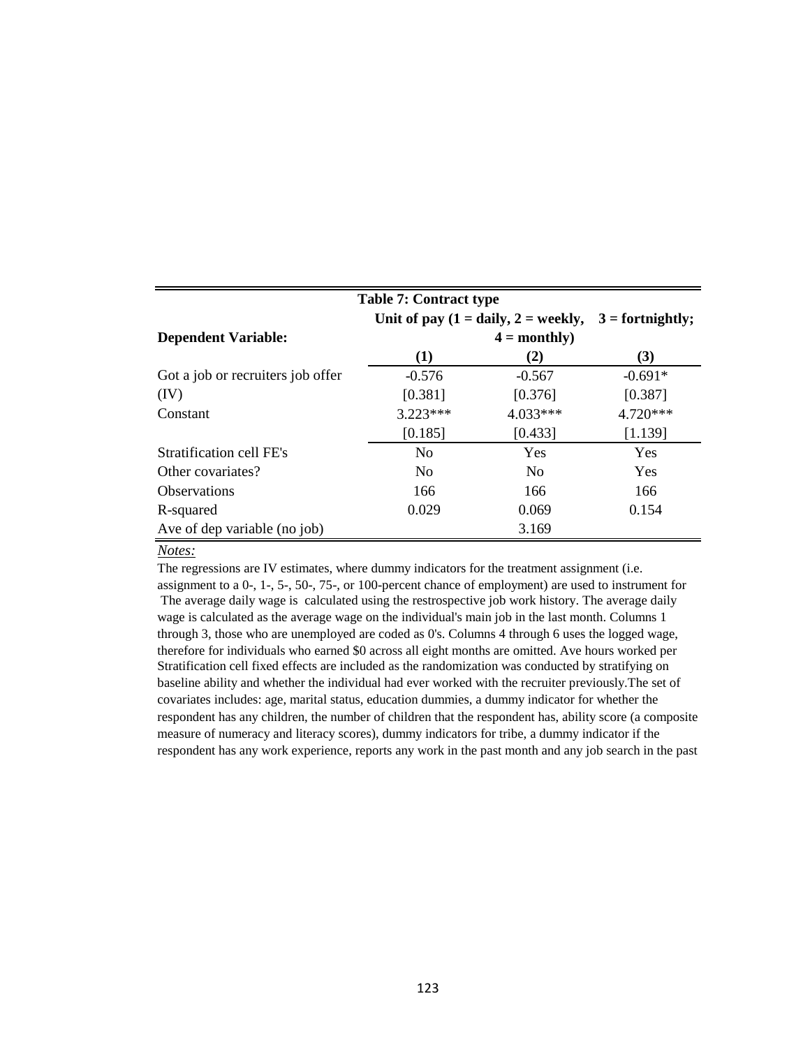**Table 7: Contract type**

| Dependent Variable: | Unit of pay (1 = daily, 2 = weekly, 4 = monthly) | | 3 = fortnightly; |
|---|---|---|---|
| | (1) | (2) | (3) |
| Got a job or recruiters job offer | -0.576 | -0.567 | -0.691* |
| (IV) | [0.381] | [0.376] | [0.387] |
| Constant | 3.223*** | 4.033*** | 4.720*** |
| | [0.185] | [0.433] | [1.139] |
| Stratification cell FE's | No | Yes | Yes |
| Other covariates? | No | No | Yes |
| Observations | 166 | 166 | 166 |
| R-squared | 0.029 | 0.069 | 0.154 |
| Ave of dep variable (no job) | | 3.169 | |

*Notes:*

The regressions are IV estimates, where dummy indicators for the treatment assignment (i.e. assignment to a 0-, 1-, 5-, 50-, 75-, or 100-percent chance of employment) are used to instrument for The average daily wage is calculated using the restrospective job work history. The average daily wage is calculated as the average wage on the individual's main job in the last month. Columns 1 through 3, those who are unemployed are coded as 0's. Columns 4 through 6 uses the logged wage, therefore for individuals who earned $0 across all eight months are omitted. Ave hours worked per Stratification cell fixed effects are included as the randomization was conducted by stratifying on baseline ability and whether the individual had ever worked with the recruiter previously.The set of covariates includes: age, marital status, education dummies, a dummy indicator for whether the respondent has any children, the number of children that the respondent has, ability score (a composite measure of numeracy and literacy scores), dummy indicators for tribe, a dummy indicator if the respondent has any work experience, reports any work in the past month and any job search in the past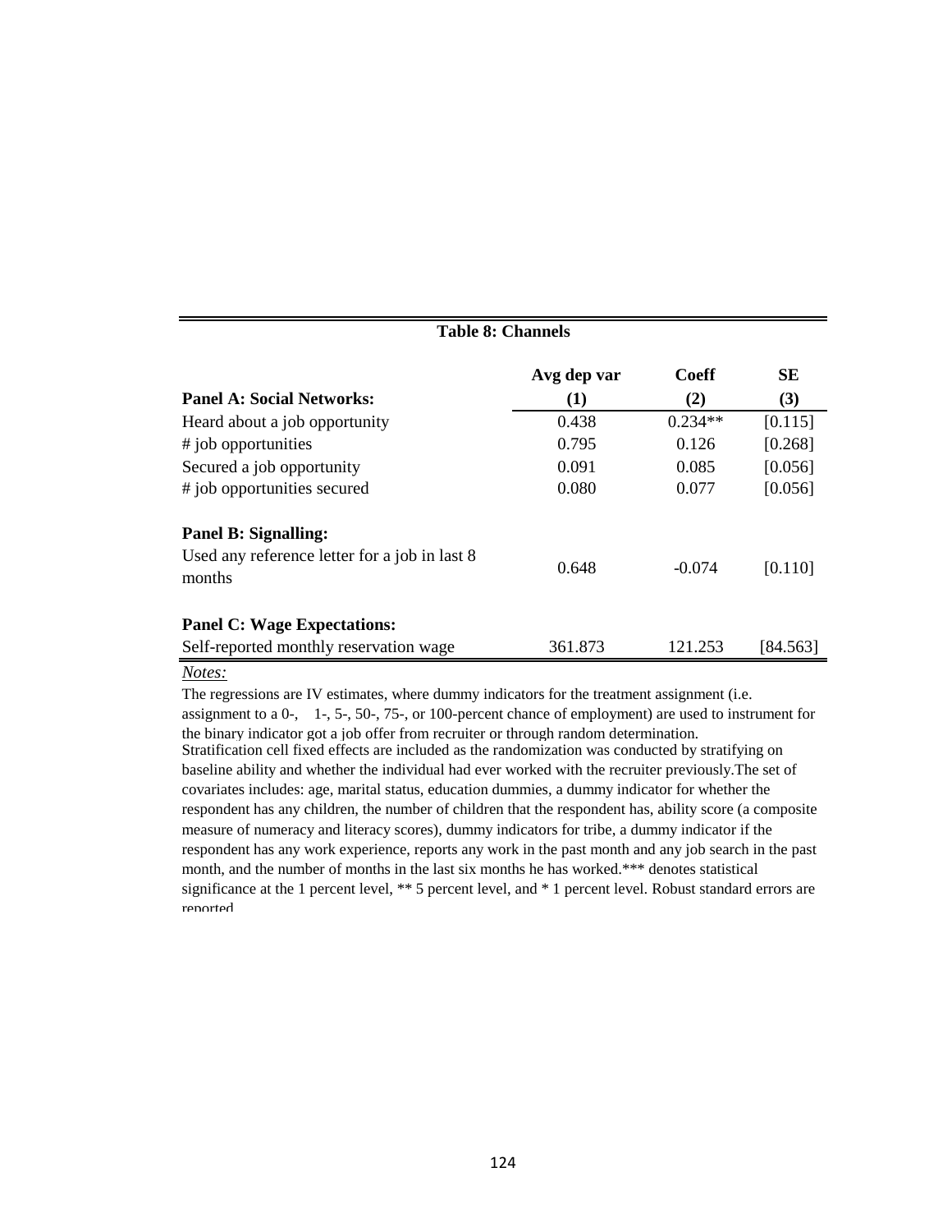**Table 8: Channels**

| | Avg dep var | Coeff | SE |
|---|---|---|---|
| **Panel A: Social Networks:** | **(1)** | **(2)** | **(3)** |
| Heard about a job opportunity | 0.438 | 0.234** | [0.115] |
| # job opportunities | 0.795 | 0.126 | [0.268] |
| Secured a job opportunity | 0.091 | 0.085 | [0.056] |
| # job opportunities secured | 0.080 | 0.077 | [0.056] |
| **Panel B: Signalling:** | | | |
| Used any reference letter for a job in last 8 months | 0.648 | -0.074 | [0.110] |
| **Panel C: Wage Expectations:** | | | |
| Self-reported monthly reservation wage | 361.873 | 121.253 | [84.563] |

*Notes:*

The regressions are IV estimates, where dummy indicators for the treatment assignment (i.e. assignment to a 0-, 1-, 5-, 50-, 75-, or 100-percent chance of employment) are used to instrument for the binary indicator got a job offer from recruiter or through random determination.
Stratification cell fixed effects are included as the randomization was conducted by stratifying on baseline ability and whether the individual had ever worked with the recruiter previously.The set of covariates includes: age, marital status, education dummies, a dummy indicator for whether the respondent has any children, the number of children that the respondent has, ability score (a composite measure of numeracy and literacy scores), dummy indicators for tribe, a dummy indicator if the respondent has any work experience, reports any work in the past month and any job search in the past month, and the number of months in the last six months he has worked.*** denotes statistical significance at the 1 percent level, ** 5 percent level, and * 1 percent level. Robust standard errors are reported.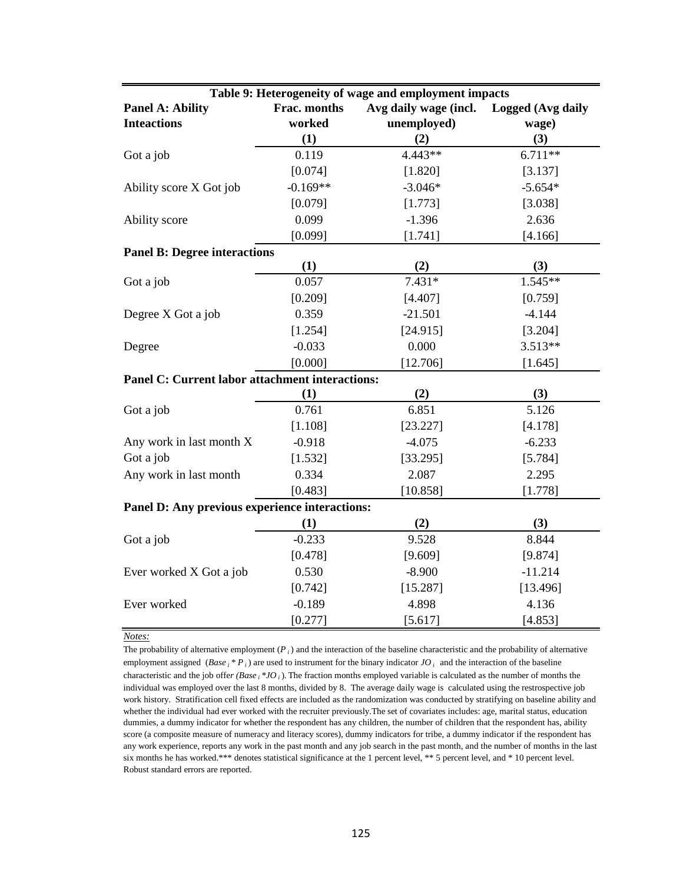**Table 9: Heterogeneity of wage and employment impacts**

| Panel A: Ability Inteactions | Frac. months worked | Avg daily wage (incl. unemployed) | Logged (Avg daily wage) |
|---|---|---|---|
| | (1) | (2) | (3) |
| Got a job | 0.119 | 4.443** | 6.711** |
| | [0.074] | [1.820] | [3.137] |
| Ability score X Got job | -0.169** | -3.046* | -5.654* |
| | [0.079] | [1.773] | [3.038] |
| Ability score | 0.099 | -1.396 | 2.636 |
| | [0.099] | [1.741] | [4.166] |
| **Panel B: Degree interactions** | | | |
| | (1) | (2) | (3) |
| Got a job | 0.057 | 7.431* | 1.545** |
| | [0.209] | [4.407] | [0.759] |
| Degree X Got a job | 0.359 | -21.501 | -4.144 |
| | [1.254] | [24.915] | [3.204] |
| Degree | -0.033 | 0.000 | 3.513** |
| | [0.000] | [12.706] | [1.645] |
| **Panel C: Current labor attachment interactions:** | | | |
| | (1) | (2) | (3) |
| Got a job | 0.761 | 6.851 | 5.126 |
| | [1.108] | [23.227] | [4.178] |
| Any work in last month X Got a job | -0.918 | -4.075 | -6.233 |
| | [1.532] | [33.295] | [5.784] |
| Any work in last month | 0.334 | 2.087 | 2.295 |
| | [0.483] | [10.858] | [1.778] |
| **Panel D: Any previous experience interactions:** | | | |
| | (1) | (2) | (3) |
| Got a job | -0.233 | 9.528 | 8.844 |
| | [0.478] | [9.609] | [9.874] |
| Ever worked X Got a job | 0.530 | -8.900 | -11.214 |
| | [0.742] | [15.287] | [13.496] |
| Ever worked | -0.189 | 4.898 | 4.136 |
| | [0.277] | [5.617] | [4.853] |

*Notes:*

The probability of alternative employment ($P_i$) and the interaction of the baseline characteristic and the probability of alternative employment assigned ($Base_i * P_i$) are used to instrument for the binary indicator $JO_i$ and the interaction of the baseline characteristic and the job offer ($Base_i * JO_i$). The fraction months employed variable is calculated as the number of months the individual was employed over the last 8 months, divided by 8. The average daily wage is calculated using the restrospective job work history. Stratification cell fixed effects are included as the randomization was conducted by stratifying on baseline ability and whether the individual had ever worked with the recruiter previously.The set of covariates includes: age, marital status, education dummies, a dummy indicator for whether the respondent has any children, the number of children that the respondent has, ability score (a composite measure of numeracy and literacy scores), dummy indicators for tribe, a dummy indicator if the respondent has any work experience, reports any work in the past month and any job search in the past month, and the number of months in the last six months he has worked.*** denotes statistical significance at the 1 percent level, ** 5 percent level, and * 10 percent level. Robust standard errors are reported.